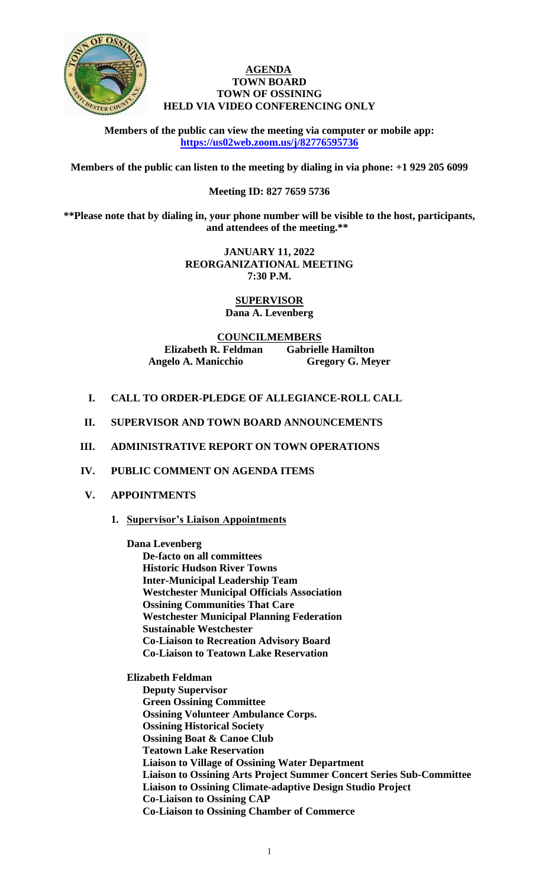# AGENDA
## TOWN BOARD
## TOWN OF OSSINING
## HELD VIA VIDEO CONFERENCING ONLY

**Members of the public can view the meeting via computer or mobile app: https://us02web.zoom.us/j/82776595736**

**Members of the public can listen to the meeting by dialing in via phone: +1 929 205 6099**

**Meeting ID: 827 7659 5736**

**\*\*Please note that by dialing in, your phone number will be visible to the host, participants, and attendees of the meeting.\*\***

**JANUARY 11, 2022**
**REORGANIZATIONAL MEETING**
**7:30 P.M.**

**SUPERVISOR**
**Dana A. Levenberg**

**COUNCILMEMBERS**

**Elizabeth R. Feldman** | **Gabrielle Hamilton**
**Angelo A. Manicchio** | **Gregory G. Meyer**

- **I. CALL TO ORDER-PLEDGE OF ALLEGIANCE-ROLL CALL**
- **II. SUPERVISOR AND TOWN BOARD ANNOUNCEMENTS**
- **III. ADMINISTRATIVE REPORT ON TOWN OPERATIONS**
- **IV. PUBLIC COMMENT ON AGENDA ITEMS**
- **V. APPOINTMENTS**

**1. Supervisor's Liaison Appointments**

**Dana Levenberg**
- De-facto on all committees
- Historic Hudson River Towns
- Inter-Municipal Leadership Team
- Westchester Municipal Officials Association
- Ossining Communities That Care
- Westchester Municipal Planning Federation
- Sustainable Westchester
- Co-Liaison to Recreation Advisory Board
- Co-Liaison to Teatown Lake Reservation

**Elizabeth Feldman**
- Deputy Supervisor
- Green Ossining Committee
- Ossining Volunteer Ambulance Corps.
- Ossining Historical Society
- Ossining Boat & Canoe Club
- Teatown Lake Reservation
- Liaison to Village of Ossining Water Department
- Liaison to Ossining Arts Project Summer Concert Series Sub-Committee
- Liaison to Ossining Climate-adaptive Design Studio Project
- Co-Liaison to Ossining CAP
- Co-Liaison to Ossining Chamber of Commerce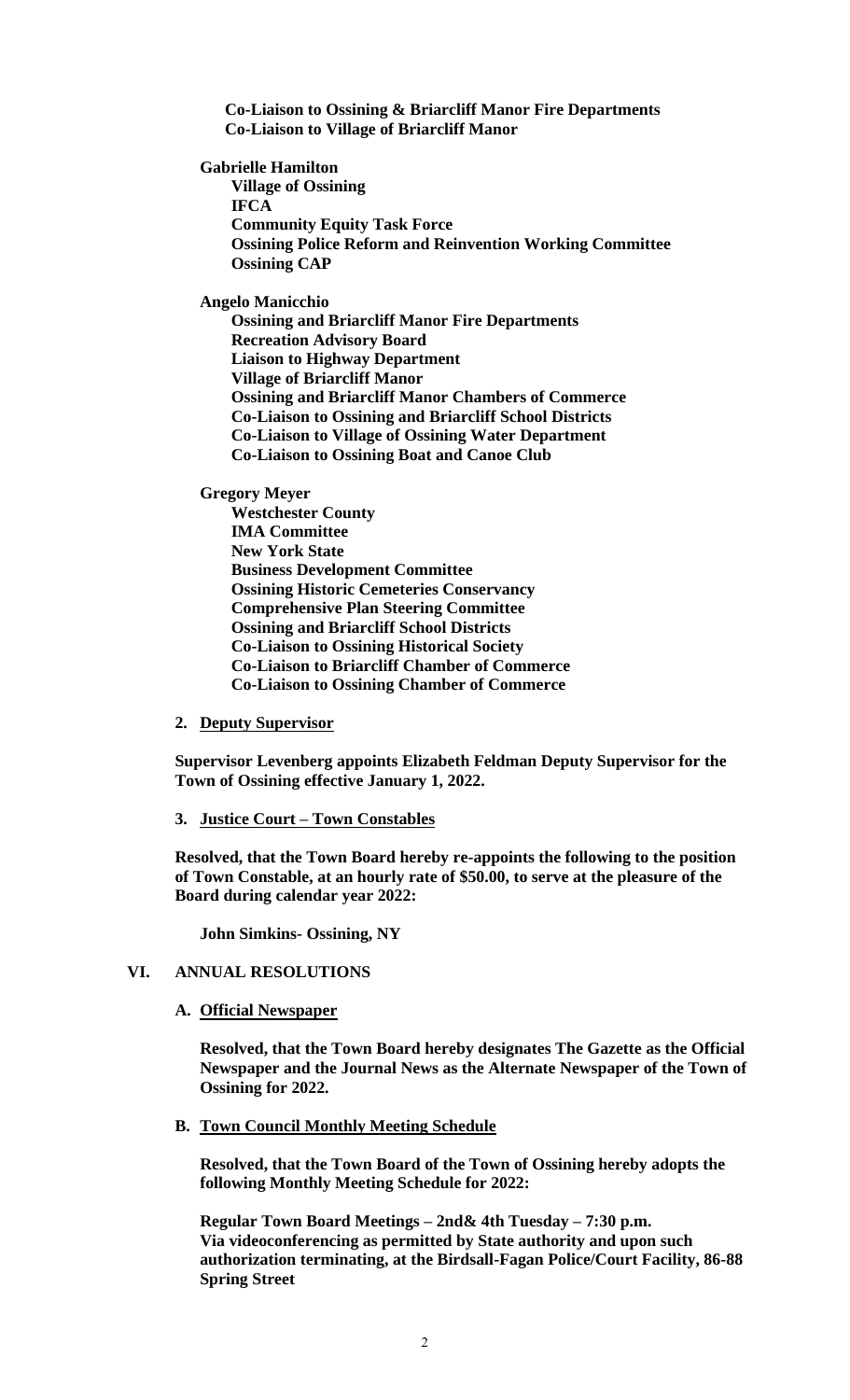**Co-Liaison to Ossining & Briarcliff Manor Fire Departments**
**Co-Liaison to Village of Briarcliff Manor**

**Gabrielle Hamilton**
**Village of Ossining**
**IFCA**
**Community Equity Task Force**
**Ossining Police Reform and Reinvention Working Committee**
**Ossining CAP**

**Angelo Manicchio**
**Ossining and Briarcliff Manor Fire Departments**
**Recreation Advisory Board**
**Liaison to Highway Department**
**Village of Briarcliff Manor**
**Ossining and Briarcliff Manor Chambers of Commerce**
**Co-Liaison to Ossining and Briarcliff School Districts**
**Co-Liaison to Village of Ossining Water Department**
**Co-Liaison to Ossining Boat and Canoe Club**

**Gregory Meyer**
**Westchester County**
**IMA Committee**
**New York State**
**Business Development Committee**
**Ossining Historic Cemeteries Conservancy**
**Comprehensive Plan Steering Committee**
**Ossining and Briarcliff School Districts**
**Co-Liaison to Ossining Historical Society**
**Co-Liaison to Briarcliff Chamber of Commerce**
**Co-Liaison to Ossining Chamber of Commerce**

**2. Deputy Supervisor**

**Supervisor Levenberg appoints Elizabeth Feldman Deputy Supervisor for the Town of Ossining effective January 1, 2022.**

**3. Justice Court – Town Constables**

**Resolved, that the Town Board hereby re-appoints the following to the position of Town Constable, at an hourly rate of $50.00, to serve at the pleasure of the Board during calendar year 2022:**

**John Simkins- Ossining, NY**

## VI. ANNUAL RESOLUTIONS

**A. Official Newspaper**

**Resolved, that the Town Board hereby designates The Gazette as the Official Newspaper and the Journal News as the Alternate Newspaper of the Town of Ossining for 2022.**

**B. Town Council Monthly Meeting Schedule**

**Resolved, that the Town Board of the Town of Ossining hereby adopts the following Monthly Meeting Schedule for 2022:**

**Regular Town Board Meetings – 2nd& 4th Tuesday – 7:30 p.m.**
**Via videoconferencing as permitted by State authority and upon such authorization terminating, at the Birdsall-Fagan Police/Court Facility, 86-88 Spring Street**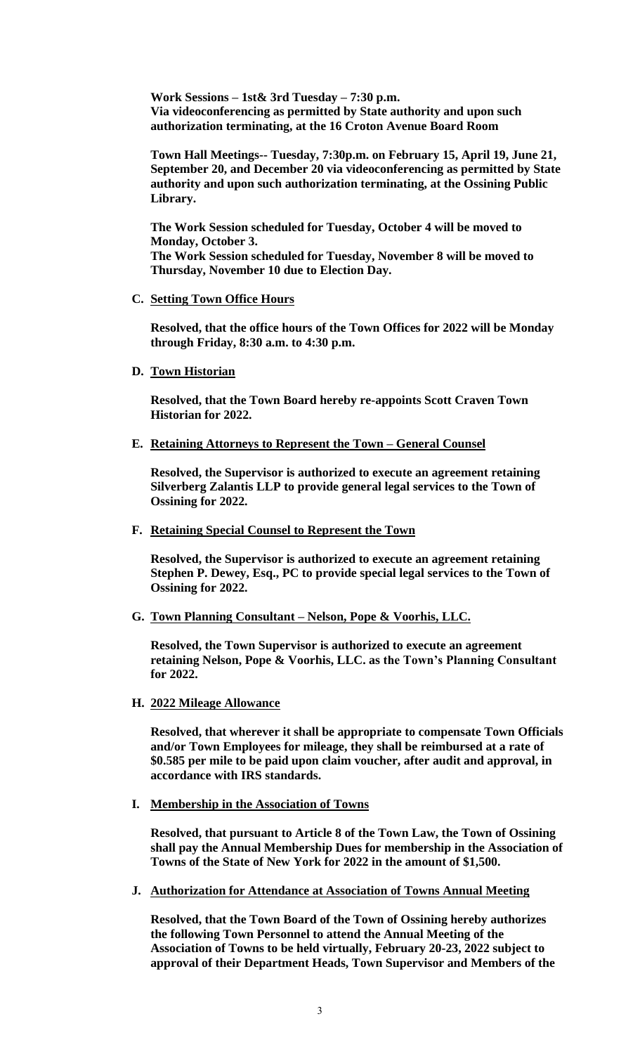**Work Sessions – 1st& 3rd Tuesday – 7:30 p.m.**
**Via videoconferencing as permitted by State authority and upon such authorization terminating, at the 16 Croton Avenue Board Room**

**Town Hall Meetings-- Tuesday, 7:30p.m. on February 15, April 19, June 21, September 20, and December 20 via videoconferencing as permitted by State authority and upon such authorization terminating, at the Ossining Public Library.**

**The Work Session scheduled for Tuesday, October 4 will be moved to Monday, October 3.**
**The Work Session scheduled for Tuesday, November 8 will be moved to Thursday, November 10 due to Election Day.**

**C. Setting Town Office Hours**

**Resolved, that the office hours of the Town Offices for 2022 will be Monday through Friday, 8:30 a.m. to 4:30 p.m.**

**D. Town Historian**

**Resolved, that the Town Board hereby re-appoints Scott Craven Town Historian for 2022.**

**E. Retaining Attorneys to Represent the Town – General Counsel**

**Resolved, the Supervisor is authorized to execute an agreement retaining Silverberg Zalantis LLP to provide general legal services to the Town of Ossining for 2022.**

**F. Retaining Special Counsel to Represent the Town**

**Resolved, the Supervisor is authorized to execute an agreement retaining Stephen P. Dewey, Esq., PC to provide special legal services to the Town of Ossining for 2022.**

**G. Town Planning Consultant – Nelson, Pope & Voorhis, LLC.**

**Resolved, the Town Supervisor is authorized to execute an agreement retaining Nelson, Pope & Voorhis, LLC. as the Town's Planning Consultant for 2022.**

**H. 2022 Mileage Allowance**

**Resolved, that wherever it shall be appropriate to compensate Town Officials and/or Town Employees for mileage, they shall be reimbursed at a rate of $0.585 per mile to be paid upon claim voucher, after audit and approval, in accordance with IRS standards.**

**I. Membership in the Association of Towns**

**Resolved, that pursuant to Article 8 of the Town Law, the Town of Ossining shall pay the Annual Membership Dues for membership in the Association of Towns of the State of New York for 2022 in the amount of $1,500.**

**J. Authorization for Attendance at Association of Towns Annual Meeting**

**Resolved, that the Town Board of the Town of Ossining hereby authorizes the following Town Personnel to attend the Annual Meeting of the Association of Towns to be held virtually, February 20-23, 2022 subject to approval of their Department Heads, Town Supervisor and Members of the**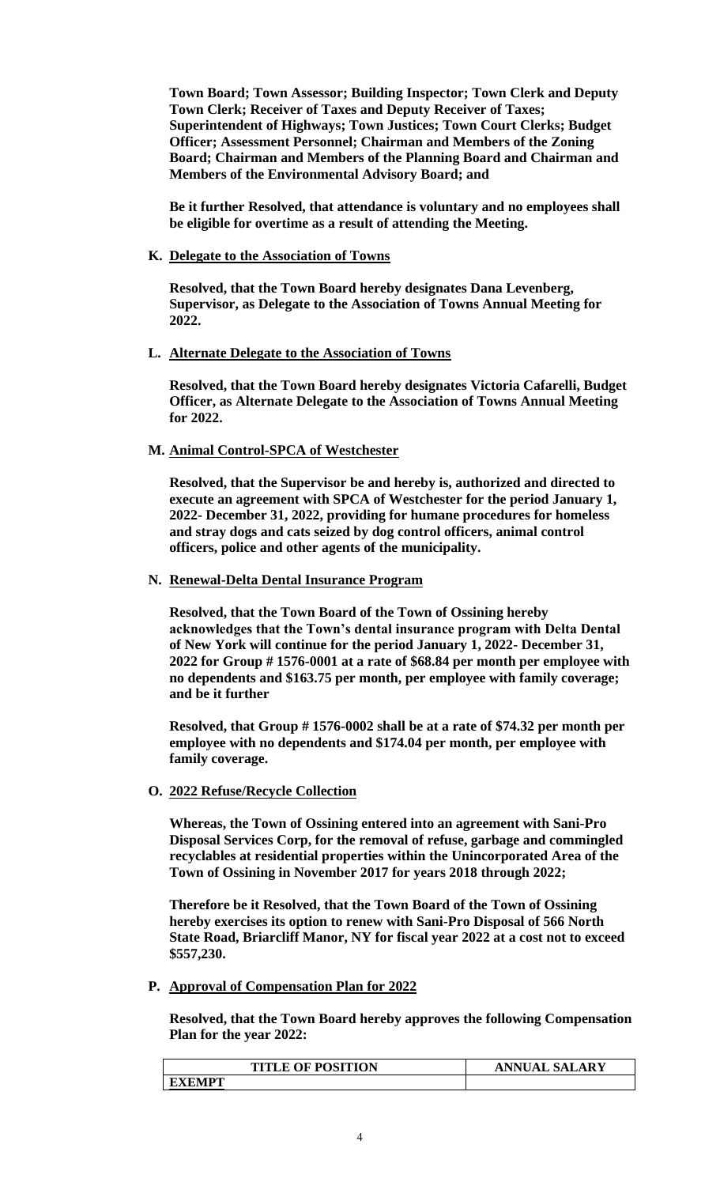**Town Board; Town Assessor; Building Inspector; Town Clerk and Deputy Town Clerk; Receiver of Taxes and Deputy Receiver of Taxes; Superintendent of Highways; Town Justices; Town Court Clerks; Budget Officer; Assessment Personnel; Chairman and Members of the Zoning Board; Chairman and Members of the Planning Board and Chairman and Members of the Environmental Advisory Board; and**

**Be it further Resolved, that attendance is voluntary and no employees shall be eligible for overtime as a result of attending the Meeting.**

**K. Delegate to the Association of Towns**

**Resolved, that the Town Board hereby designates Dana Levenberg, Supervisor, as Delegate to the Association of Towns Annual Meeting for 2022.**

**L. Alternate Delegate to the Association of Towns**

**Resolved, that the Town Board hereby designates Victoria Cafarelli, Budget Officer, as Alternate Delegate to the Association of Towns Annual Meeting for 2022.**

**M. Animal Control-SPCA of Westchester**

**Resolved, that the Supervisor be and hereby is, authorized and directed to execute an agreement with SPCA of Westchester for the period January 1, 2022- December 31, 2022, providing for humane procedures for homeless and stray dogs and cats seized by dog control officers, animal control officers, police and other agents of the municipality.**

**N. Renewal-Delta Dental Insurance Program**

**Resolved, that the Town Board of the Town of Ossining hereby acknowledges that the Town's dental insurance program with Delta Dental of New York will continue for the period January 1, 2022- December 31, 2022 for Group # 1576-0001 at a rate of $68.84 per month per employee with no dependents and $163.75 per month, per employee with family coverage; and be it further**

**Resolved, that Group # 1576-0002 shall be at a rate of $74.32 per month per employee with no dependents and $174.04 per month, per employee with family coverage.**

**O. 2022 Refuse/Recycle Collection**

**Whereas, the Town of Ossining entered into an agreement with Sani-Pro Disposal Services Corp, for the removal of refuse, garbage and commingled recyclables at residential properties within the Unincorporated Area of the Town of Ossining in November 2017 for years 2018 through 2022;**

**Therefore be it Resolved, that the Town Board of the Town of Ossining hereby exercises its option to renew with Sani-Pro Disposal of 566 North State Road, Briarcliff Manor, NY for fiscal year 2022 at a cost not to exceed $557,230.**

**P. Approval of Compensation Plan for 2022**

**Resolved, that the Town Board hereby approves the following Compensation Plan for the year 2022:**

| TITLE OF POSITION | ANNUAL SALARY |
| --- | --- |
| **EXEMPT** | |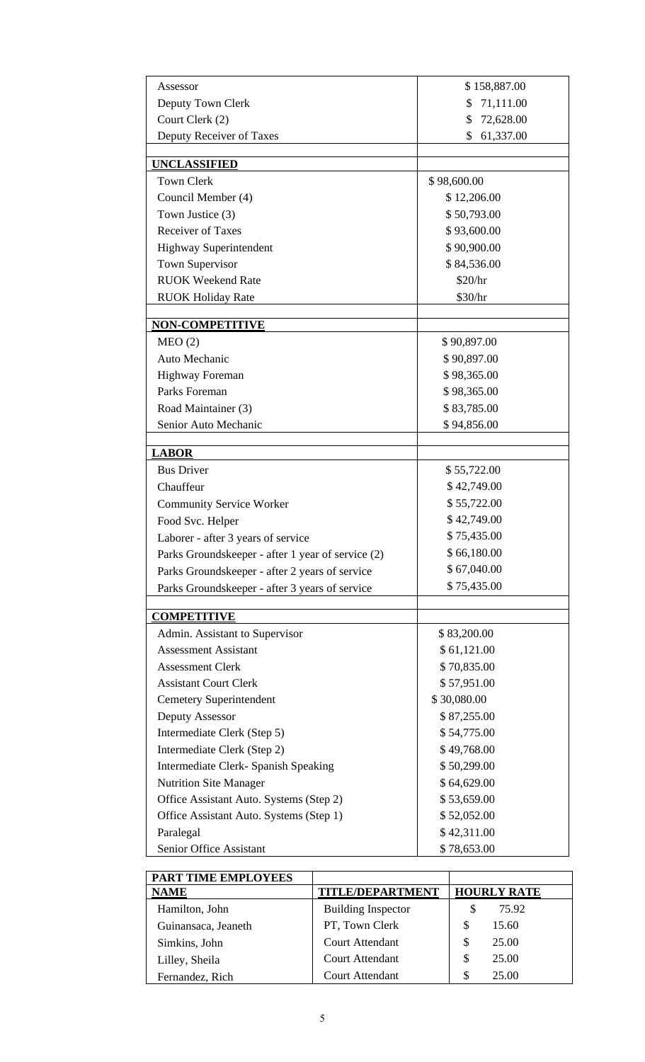| | |
|---|---|
| Assessor | $ 158,887.00 |
| Deputy Town Clerk | $ 71,111.00 |
| Court Clerk (2) | $ 72,628.00 |
| Deputy Receiver of Taxes | $ 61,337.00 |
| | |
| **UNCLASSIFIED** | |
| Town Clerk | $ 98,600.00 |
| Council Member (4) | $ 12,206.00 |
| Town Justice (3) | $ 50,793.00 |
| Receiver of Taxes | $ 93,600.00 |
| Highway Superintendent | $ 90,900.00 |
| Town Supervisor | $ 84,536.00 |
| RUOK Weekend Rate | $20/hr |
| RUOK Holiday Rate | $30/hr |
| | |
| **NON-COMPETITIVE** | |
| MEO (2) | $ 90,897.00 |
| Auto Mechanic | $ 90,897.00 |
| Highway Foreman | $ 98,365.00 |
| Parks Foreman | $ 98,365.00 |
| Road Maintainer (3) | $ 83,785.00 |
| Senior Auto Mechanic | $ 94,856.00 |
| | |
| **LABOR** | |
| Bus Driver | $ 55,722.00 |
| Chauffeur | $ 42,749.00 |
| Community Service Worker | $ 55,722.00 |
| Food Svc. Helper | $ 42,749.00 |
| Laborer - after 3 years of service | $ 75,435.00 |
| Parks Groundskeeper - after 1 year of service (2) | $ 66,180.00 |
| Parks Groundskeeper - after 2 years of service | $ 67,040.00 |
| Parks Groundskeeper - after 3 years of service | $ 75,435.00 |
| | |
| **COMPETITIVE** | |
| Admin. Assistant to Supervisor | $ 83,200.00 |
| Assessment Assistant | $ 61,121.00 |
| Assessment Clerk | $ 70,835.00 |
| Assistant Court Clerk | $ 57,951.00 |
| Cemetery Superintendent | $ 30,080.00 |
| Deputy Assessor | $ 87,255.00 |
| Intermediate Clerk (Step 5) | $ 54,775.00 |
| Intermediate Clerk (Step 2) | $ 49,768.00 |
| Intermediate Clerk- Spanish Speaking | $ 50,299.00 |
| Nutrition Site Manager | $ 64,629.00 |
| Office Assistant Auto. Systems (Step 2) | $ 53,659.00 |
| Office Assistant Auto. Systems (Step 1) | $ 52,052.00 |
| Paralegal | $ 42,311.00 |
| Senior Office Assistant | $ 78,653.00 |

| **PART TIME EMPLOYEES** | | |
|---|---|---|
| **NAME** | **TITLE/DEPARTMENT** | **HOURLY RATE** |
| Hamilton, John | Building Inspector | $ 75.92 |
| Guinansaca, Jeaneth | PT, Town Clerk | $ 15.60 |
| Simkins, John | Court Attendant | $ 25.00 |
| Lilley, Sheila | Court Attendant | $ 25.00 |
| Fernandez, Rich | Court Attendant | $ 25.00 |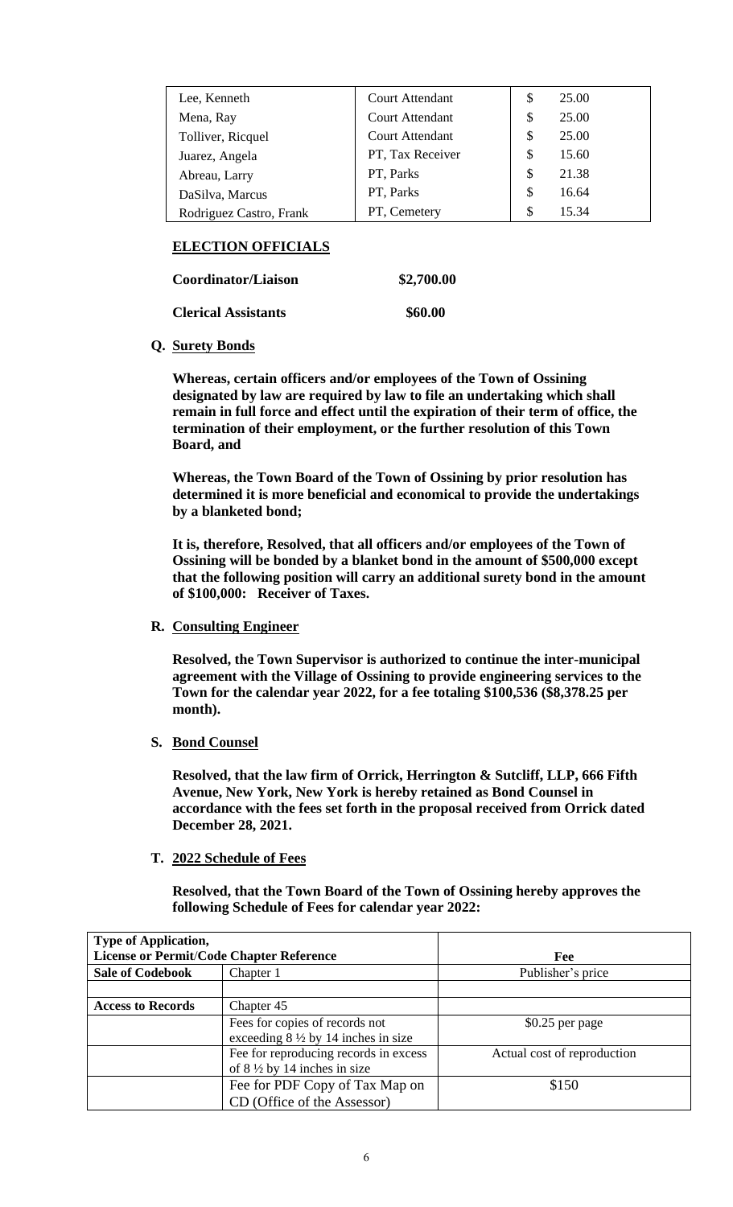| Lee, Kenneth | Court Attendant | $ 25.00 |
|---|---|---|
| Mena, Ray | Court Attendant | $ 25.00 |
| Tolliver, Ricquel | Court Attendant | $ 25.00 |
| Juarez, Angela | PT, Tax Receiver | $ 15.60 |
| Abreau, Larry | PT, Parks | $ 21.38 |
| DaSilva, Marcus | PT, Parks | $ 16.64 |
| Rodriguez Castro, Frank | PT, Cemetery | $ 15.34 |

**ELECTION OFFICIALS**

**Coordinator/Liaison** **$2,700.00**

**Clerical Assistants** **$60.00**

**Q. Surety Bonds**

**Whereas, certain officers and/or employees of the Town of Ossining designated by law are required by law to file an undertaking which shall remain in full force and effect until the expiration of their term of office, the termination of their employment, or the further resolution of this Town Board, and**

**Whereas, the Town Board of the Town of Ossining by prior resolution has determined it is more beneficial and economical to provide the undertakings by a blanketed bond;**

**It is, therefore, Resolved, that all officers and/or employees of the Town of Ossining will be bonded by a blanket bond in the amount of $500,000 except that the following position will carry an additional surety bond in the amount of $100,000: Receiver of Taxes.**

**R. Consulting Engineer**

**Resolved, the Town Supervisor is authorized to continue the inter-municipal agreement with the Village of Ossining to provide engineering services to the Town for the calendar year 2022, for a fee totaling $100,536 ($8,378.25 per month).**

**S. Bond Counsel**

**Resolved, that the law firm of Orrick, Herrington & Sutcliff, LLP, 666 Fifth Avenue, New York, New York is hereby retained as Bond Counsel in accordance with the fees set forth in the proposal received from Orrick dated December 28, 2021.**

**T. 2022 Schedule of Fees**

**Resolved, that the Town Board of the Town of Ossining hereby approves the following Schedule of Fees for calendar year 2022:**

| **Type of Application, License or Permit/Code Chapter Reference** | | **Fee** |
|---|---|---|
| **Sale of Codebook** | Chapter 1 | Publisher's price |
| | | |
| **Access to Records** | Chapter 45 | |
| | Fees for copies of records not exceeding 8 ½ by 14 inches in size | $0.25 per page |
| | Fee for reproducing records in excess of 8 ½ by 14 inches in size | Actual cost of reproduction |
| | Fee for PDF Copy of Tax Map on CD (Office of the Assessor) | $150 |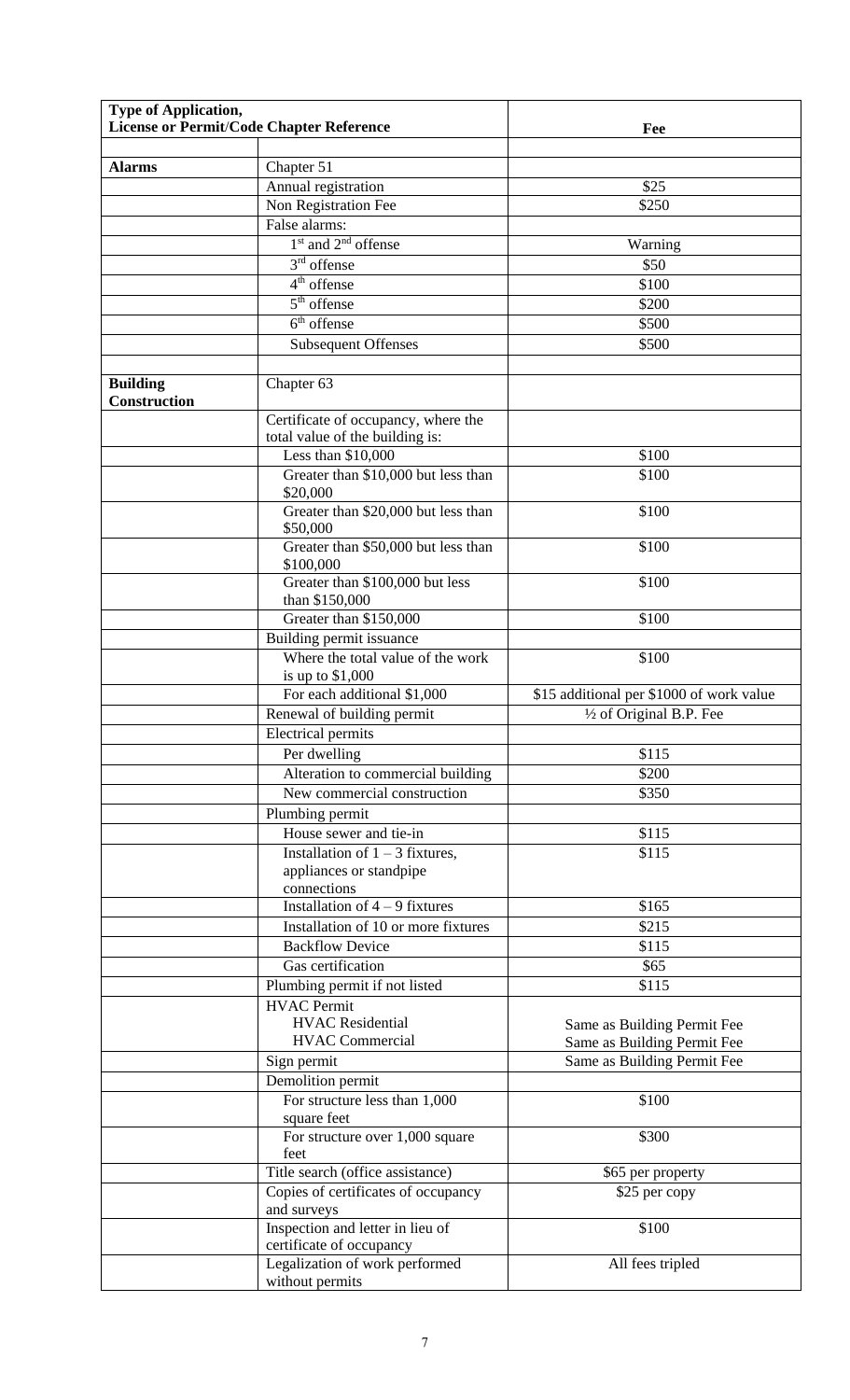| Type of Application, License or Permit/Code Chapter Reference | | Fee |
|---|---|---|
| | | |
| **Alarms** | Chapter 51 | |
| | Annual registration | $25 |
| | Non Registration Fee | $250 |
| | False alarms: | |
| | 1st and 2nd offense | Warning |
| | 3rd offense | $50 |
| | 4th offense | $100 |
| | 5th offense | $200 |
| | 6th offense | $500 |
| | Subsequent Offenses | $500 |
| | | |
| **Building Construction** | Chapter 63 | |
| | Certificate of occupancy, where the total value of the building is: | |
| | Less than $10,000 | $100 |
| | Greater than $10,000 but less than $20,000 | $100 |
| | Greater than $20,000 but less than $50,000 | $100 |
| | Greater than $50,000 but less than $100,000 | $100 |
| | Greater than $100,000 but less than $150,000 | $100 |
| | Greater than $150,000 | $100 |
| | Building permit issuance | |
| | Where the total value of the work is up to $1,000 | $100 |
| | For each additional $1,000 | $15 additional per $1000 of work value |
| | Renewal of building permit | ½ of Original B.P. Fee |
| | Electrical permits | |
| | Per dwelling | $115 |
| | Alteration to commercial building | $200 |
| | New commercial construction | $350 |
| | Plumbing permit | |
| | House sewer and tie-in | $115 |
| | Installation of 1 – 3 fixtures, appliances or standpipe connections | $115 |
| | Installation of 4 – 9 fixtures | $165 |
| | Installation of 10 or more fixtures | $215 |
| | Backflow Device | $115 |
| | Gas certification | $65 |
| | Plumbing permit if not listed | $115 |
| | HVAC Permit<br>HVAC Residential<br>HVAC Commercial | <br>Same as Building Permit Fee<br>Same as Building Permit Fee |
| | Sign permit | Same as Building Permit Fee |
| | Demolition permit | |
| | For structure less than 1,000 square feet | $100 |
| | For structure over 1,000 square feet | $300 |
| | Title search (office assistance) | $65 per property |
| | Copies of certificates of occupancy and surveys | $25 per copy |
| | Inspection and letter in lieu of certificate of occupancy | $100 |
| | Legalization of work performed without permits | All fees tripled |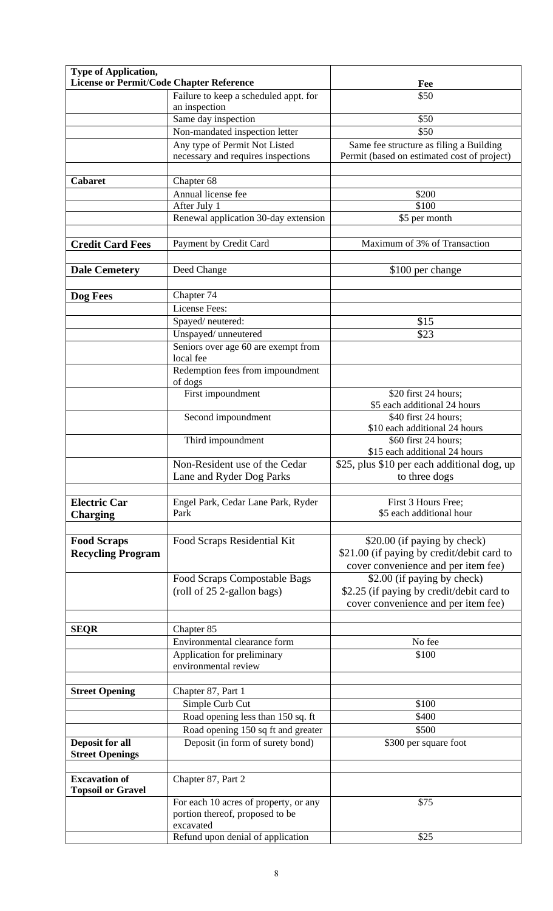| Type of Application, License or Permit/Code Chapter Reference | | Fee |
|---|---|---|
| | Failure to keep a scheduled appt. for an inspection | $50 |
| | Same day inspection | $50 |
| | Non-mandated inspection letter | $50 |
| | Any type of Permit Not Listed necessary and requires inspections | Same fee structure as filing a Building Permit (based on estimated cost of project) |
| | | |
| **Cabaret** | Chapter 68 | |
| | Annual license fee | $200 |
| | After July 1 | $100 |
| | Renewal application 30-day extension | $5 per month |
| | | |
| **Credit Card Fees** | Payment by Credit Card | Maximum of 3% of Transaction |
| | | |
| **Dale Cemetery** | Deed Change | $100 per change |
| | | |
| **Dog Fees** | Chapter 74 | |
| | License Fees: | |
| | Spayed/ neutered: | $15 |
| | Unspayed/ unneutered | $23 |
| | Seniors over age 60 are exempt from local fee | |
| | Redemption fees from impoundment of dogs | |
| | First impoundment | $20 first 24 hours; $5 each additional 24 hours |
| | Second impoundment | $40 first 24 hours; $10 each additional 24 hours |
| | Third impoundment | $60 first 24 hours; $15 each additional 24 hours |
| | Non-Resident use of the Cedar Lane and Ryder Dog Parks | $25, plus $10 per each additional dog, up to three dogs |
| | | |
| **Electric Car Charging** | Engel Park, Cedar Lane Park, Ryder Park | First 3 Hours Free; $5 each additional hour |
| | | |
| **Food Scraps Recycling Program** | Food Scraps Residential Kit | $20.00 (if paying by check) $21.00 (if paying by credit/debit card to cover convenience and per item fee) |
| | Food Scraps Compostable Bags (roll of 25 2-gallon bags) | $2.00 (if paying by check) $2.25 (if paying by credit/debit card to cover convenience and per item fee) |
| | | |
| **SEQR** | Chapter 85 | |
| | Environmental clearance form | No fee |
| | Application for preliminary environmental review | $100 |
| | | |
| **Street Opening** | Chapter 87, Part 1 | |
| | Simple Curb Cut | $100 |
| | Road opening less than 150 sq. ft | $400 |
| | Road opening 150 sq ft and greater | $500 |
| **Deposit for all Street Openings** | Deposit (in form of surety bond) | $300 per square foot |
| | | |
| **Excavation of Topsoil or Gravel** | Chapter 87, Part 2 | |
| | For each 10 acres of property, or any portion thereof, proposed to be excavated | $75 |
| | Refund upon denial of application | $25 |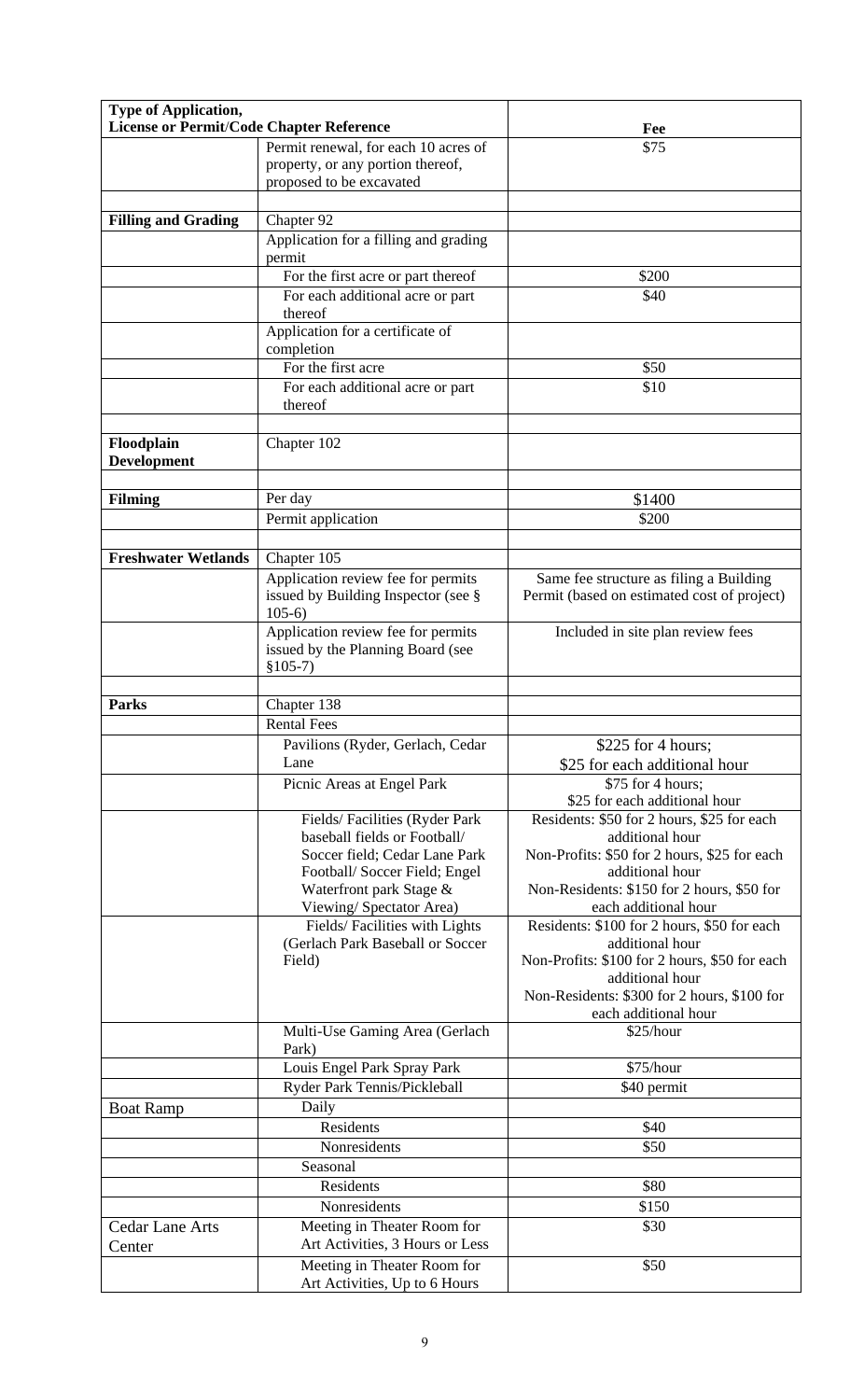| Type of Application, License or Permit/Code Chapter Reference | | Fee |
|---|---|---|
| | Permit renewal, for each 10 acres of property, or any portion thereof, proposed to be excavated | $75 |
| | | |
| **Filling and Grading** | Chapter 92 | |
| | Application for a filling and grading permit | |
| | For the first acre or part thereof | $200 |
| | For each additional acre or part thereof | $40 |
| | Application for a certificate of completion | |
| | For the first acre | $50 |
| | For each additional acre or part thereof | $10 |
| | | |
| **Floodplain Development** | Chapter 102 | |
| | | |
| **Filming** | Per day | $1400 |
| | Permit application | $200 |
| | | |
| **Freshwater Wetlands** | Chapter 105 | |
| | Application review fee for permits issued by Building Inspector (see § 105-6) | Same fee structure as filing a Building Permit (based on estimated cost of project) |
| | Application review fee for permits issued by the Planning Board (see §105-7) | Included in site plan review fees |
| | | |
| **Parks** | Chapter 138 | |
| | Rental Fees | |
| | Pavilions (Ryder, Gerlach, Cedar Lane | $225 for 4 hours; $25 for each additional hour |
| | Picnic Areas at Engel Park | $75 for 4 hours; $25 for each additional hour |
| | Fields/ Facilities (Ryder Park baseball fields or Football/ Soccer field; Cedar Lane Park Football/ Soccer Field; Engel Waterfront park Stage & Viewing/ Spectator Area) | Residents: $50 for 2 hours, $25 for each additional hour<br>Non-Profits: $50 for 2 hours, $25 for each additional hour<br>Non-Residents: $150 for 2 hours, $50 for each additional hour |
| | Fields/ Facilities with Lights (Gerlach Park Baseball or Soccer Field) | Residents: $100 for 2 hours, $50 for each additional hour<br>Non-Profits: $100 for 2 hours, $50 for each additional hour<br>Non-Residents: $300 for 2 hours, $100 for each additional hour |
| | Multi-Use Gaming Area (Gerlach Park) | $25/hour |
| | Louis Engel Park Spray Park | $75/hour |
| | Ryder Park Tennis/Pickleball | $40 permit |
| Boat Ramp | Daily | |
| | Residents | $40 |
| | Nonresidents | $50 |
| | Seasonal | |
| | Residents | $80 |
| | Nonresidents | $150 |
| Cedar Lane Arts Center | Meeting in Theater Room for Art Activities, 3 Hours or Less | $30 |
| | Meeting in Theater Room for Art Activities, Up to 6 Hours | $50 |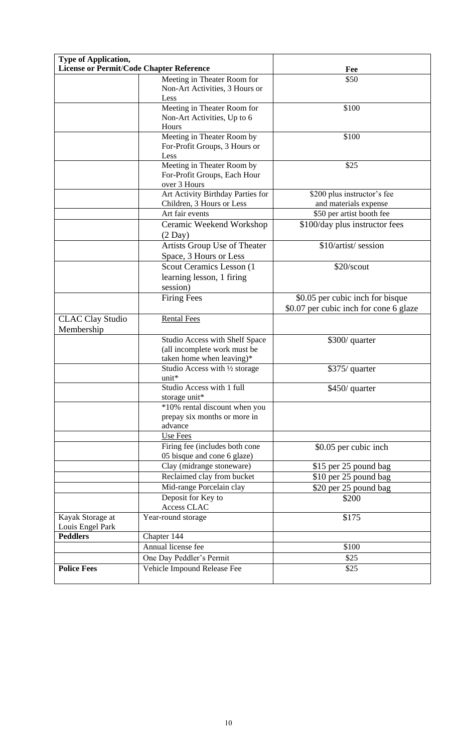| Type of Application, License or Permit/Code Chapter Reference | | Fee |
|---|---|---|
| | Meeting in Theater Room for Non-Art Activities, 3 Hours or Less | $50 |
| | Meeting in Theater Room for Non-Art Activities, Up to 6 Hours | $100 |
| | Meeting in Theater Room by For-Profit Groups, 3 Hours or Less | $100 |
| | Meeting in Theater Room by For-Profit Groups, Each Hour over 3 Hours | $25 |
| | Art Activity Birthday Parties for Children, 3 Hours or Less | $200 plus instructor's fee and materials expense |
| | Art fair events | $50 per artist booth fee |
| | Ceramic Weekend Workshop (2 Day) | $100/day plus instructor fees |
| | Artists Group Use of Theater Space, 3 Hours or Less | $10/artist/ session |
| | Scout Ceramics Lesson (1 learning lesson, 1 firing session) | $20/scout |
| | Firing Fees | $0.05 per cubic inch for bisque<br>$0.07 per cubic inch for cone 6 glaze |
| CLAC Clay Studio Membership | Rental Fees | |
| | Studio Access with Shelf Space (all incomplete work must be taken home when leaving)* | $300/ quarter |
| | Studio Access with ½ storage unit* | $375/ quarter |
| | Studio Access with 1 full storage unit* | $450/ quarter |
| | *10% rental discount when you prepay six months or more in advance | |
| | Use Fees | |
| | Firing fee (includes both cone 05 bisque and cone 6 glaze) | $0.05 per cubic inch |
| | Clay (midrange stoneware) | $15 per 25 pound bag |
| | Reclaimed clay from bucket | $10 per 25 pound bag |
| | Mid-range Porcelain clay | $20 per 25 pound bag |
| | Deposit for Key to Access CLAC | $200 |
| Kayak Storage at Louis Engel Park | Year-round storage | $175 |
| **Peddlers** | Chapter 144 | |
| | Annual license fee | $100 |
| | One Day Peddler's Permit | $25 |
| **Police Fees** | Vehicle Impound Release Fee | $25 |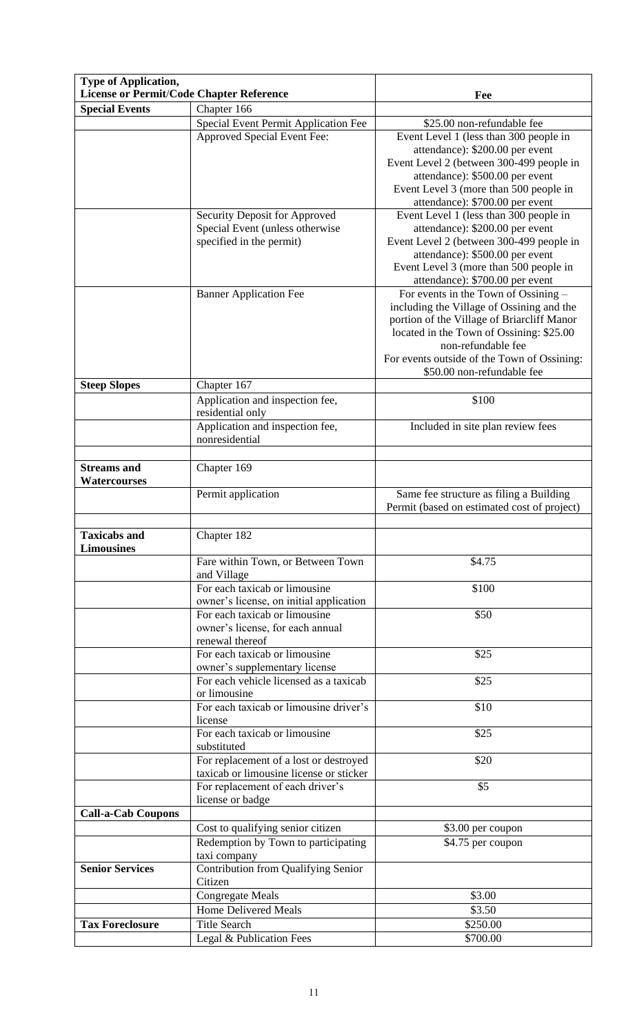| Type of Application, License or Permit/Code Chapter Reference | | Fee |
|---|---|---|
| **Special Events** | Chapter 166 | |
| | Special Event Permit Application Fee | $25.00 non-refundable fee |
| | Approved Special Event Fee: | Event Level 1 (less than 300 people in attendance): $200.00 per event<br>Event Level 2 (between 300-499 people in attendance): $500.00 per event<br>Event Level 3 (more than 500 people in attendance): $700.00 per event |
| | Security Deposit for Approved Special Event (unless otherwise specified in the permit) | Event Level 1 (less than 300 people in attendance): $200.00 per event<br>Event Level 2 (between 300-499 people in attendance): $500.00 per event<br>Event Level 3 (more than 500 people in attendance): $700.00 per event |
| | Banner Application Fee | For events in the Town of Ossining – including the Village of Ossining and the portion of the Village of Briarcliff Manor located in the Town of Ossining: $25.00 non-refundable fee<br>For events outside of the Town of Ossining: $50.00 non-refundable fee |
| **Steep Slopes** | Chapter 167 | |
| | Application and inspection fee, residential only | $100 |
| | Application and inspection fee, nonresidential | Included in site plan review fees |
| | | |
| **Streams and Watercourses** | Chapter 169 | |
| | Permit application | Same fee structure as filing a Building Permit (based on estimated cost of project) |
| | | |
| **Taxicabs and Limousines** | Chapter 182 | |
| | Fare within Town, or Between Town and Village | $4.75 |
| | For each taxicab or limousine owner's license, on initial application | $100 |
| | For each taxicab or limousine owner's license, for each annual renewal thereof | $50 |
| | For each taxicab or limousine owner's supplementary license | $25 |
| | For each vehicle licensed as a taxicab or limousine | $25 |
| | For each taxicab or limousine driver's license | $10 |
| | For each taxicab or limousine substituted | $25 |
| | For replacement of a lost or destroyed taxicab or limousine license or sticker | $20 |
| | For replacement of each driver's license or badge | $5 |
| **Call-a-Cab Coupons** | | |
| | Cost to qualifying senior citizen | $3.00 per coupon |
| | Redemption by Town to participating taxi company | $4.75 per coupon |
| **Senior Services** | Contribution from Qualifying Senior Citizen | |
| | Congregate Meals | $3.00 |
| | Home Delivered Meals | $3.50 |
| **Tax Foreclosure** | Title Search | $250.00 |
| | Legal & Publication Fees | $700.00 |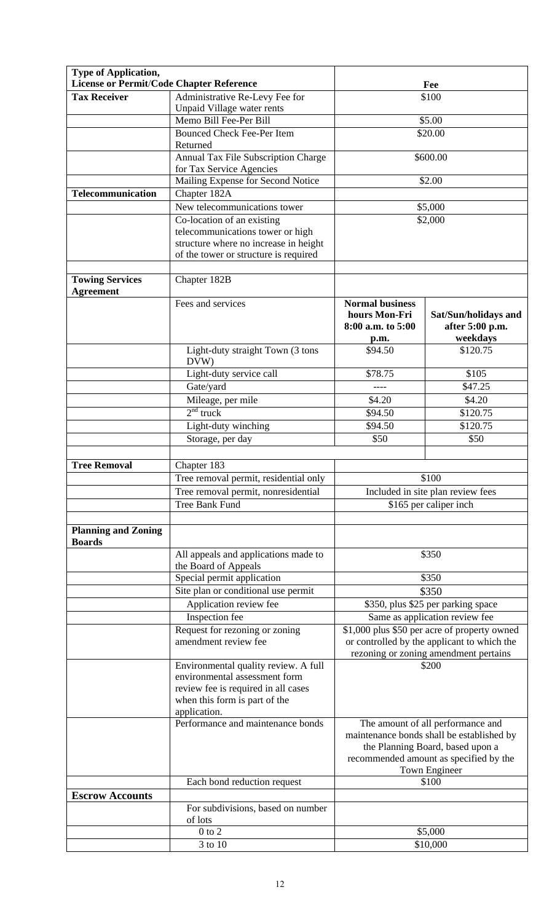| Type of Application, License or Permit/Code Chapter Reference | | Fee | |
|---|---|---|---|
| **Tax Receiver** | Administrative Re-Levy Fee for Unpaid Village water rents | $100 | |
| | Memo Bill Fee-Per Bill | $5.00 | |
| | Bounced Check Fee-Per Item Returned | $20.00 | |
| | Annual Tax File Subscription Charge for Tax Service Agencies | $600.00 | |
| | Mailing Expense for Second Notice | $2.00 | |
| **Telecommunication** | Chapter 182A | | |
| | New telecommunications tower | $5,000 | |
| | Co-location of an existing telecommunications tower or high structure where no increase in height of the tower or structure is required | $2,000 | |
| | | | |
| **Towing Services Agreement** | Chapter 182B | | |
| | Fees and services | **Normal business hours Mon-Fri 8:00 a.m. to 5:00 p.m.** | **Sat/Sun/holidays and after 5:00 p.m. weekdays** |
| | Light-duty straight Town (3 tons DVW) | $94.50 | $120.75 |
| | Light-duty service call | $78.75 | $105 |
| | Gate/yard | ---- | $47.25 |
| | Mileage, per mile | $4.20 | $4.20 |
| | 2nd truck | $94.50 | $120.75 |
| | Light-duty winching | $94.50 | $120.75 |
| | Storage, per day | $50 | $50 |
| | | | |
| **Tree Removal** | Chapter 183 | | |
| | Tree removal permit, residential only | $100 | |
| | Tree removal permit, nonresidential | Included in site plan review fees | |
| | Tree Bank Fund | $165 per caliper inch | |
| | | | |
| **Planning and Zoning Boards** | | | |
| | All appeals and applications made to the Board of Appeals | $350 | |
| | Special permit application | $350 | |
| | Site plan or conditional use permit | $350 | |
| | Application review fee | $350, plus $25 per parking space | |
| | Inspection fee | Same as application review fee | |
| | Request for rezoning or zoning amendment review fee | $1,000 plus $50 per acre of property owned or controlled by the applicant to which the rezoning or zoning amendment pertains | |
| | Environmental quality review. A full environmental assessment form review fee is required in all cases when this form is part of the application. | $200 | |
| | Performance and maintenance bonds | The amount of all performance and maintenance bonds shall be established by the Planning Board, based upon a recommended amount as specified by the Town Engineer | |
| | Each bond reduction request | $100 | |
| **Escrow Accounts** | | | |
| | For subdivisions, based on number of lots | | |
| | 0 to 2 | $5,000 | |
| | 3 to 10 | $10,000 | |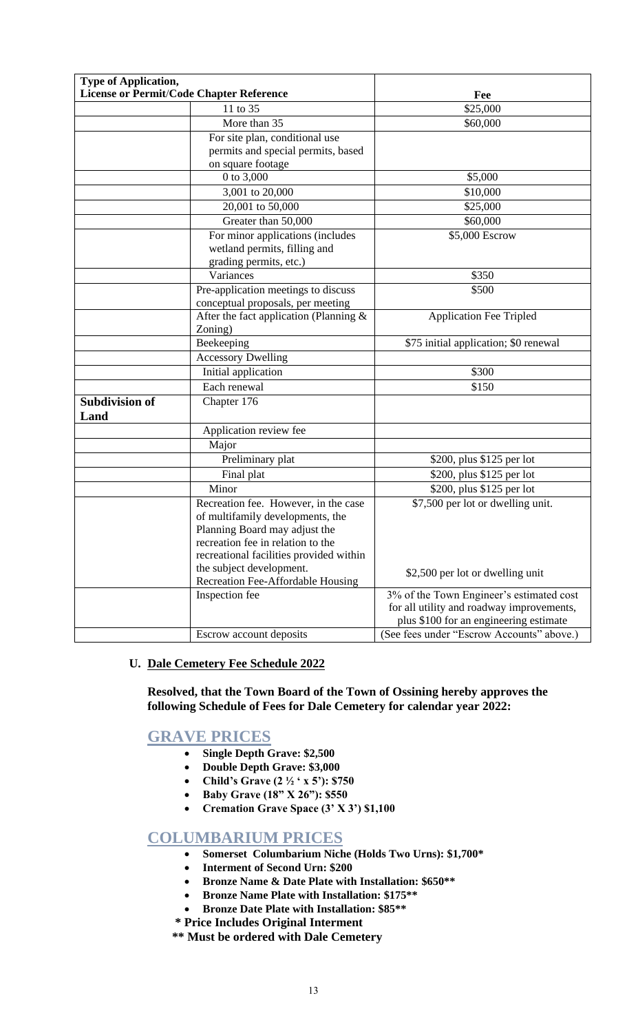| Type of Application, License or Permit/Code Chapter Reference | | Fee |
|---|---|---|
| | 11 to 35 | $25,000 |
| | More than 35 | $60,000 |
| | For site plan, conditional use permits and special permits, based on square footage | |
| | 0 to 3,000 | $5,000 |
| | 3,001 to 20,000 | $10,000 |
| | 20,001 to 50,000 | $25,000 |
| | Greater than 50,000 | $60,000 |
| | For minor applications (includes wetland permits, filling and grading permits, etc.) | $5,000 Escrow |
| | Variances | $350 |
| | Pre-application meetings to discuss conceptual proposals, per meeting | $500 |
| | After the fact application (Planning & Zoning) | Application Fee Tripled |
| | Beekeeping | $75 initial application; $0 renewal |
| | Accessory Dwelling | |
| | Initial application | $300 |
| | Each renewal | $150 |
| **Subdivision of Land** | Chapter 176 | |
| | Application review fee | |
| | Major | |
| | Preliminary plat | $200, plus $125 per lot |
| | Final plat | $200, plus $125 per lot |
| | Minor | $200, plus $125 per lot |
| | Recreation fee. However, in the case of multifamily developments, the Planning Board may adjust the recreation fee in relation to the recreational facilities provided within the subject development. Recreation Fee-Affordable Housing | $7,500 per lot or dwelling unit. $2,500 per lot or dwelling unit |
| | Inspection fee | 3% of the Town Engineer's estimated cost for all utility and roadway improvements, plus $100 for an engineering estimate |
| | Escrow account deposits | (See fees under "Escrow Accounts" above.) |

**U. Dale Cemetery Fee Schedule 2022**

**Resolved, that the Town Board of the Town of Ossining hereby approves the following Schedule of Fees for Dale Cemetery for calendar year 2022:**

## GRAVE PRICES

- **Single Depth Grave: $2,500**
- **Double Depth Grave: $3,000**
- **Child's Grave (2 ½ ' x 5'): $750**
- **Baby Grave (18" X 26"): $550**
- **Cremation Grave Space (3' X 3') $1,100**

## COLUMBARIUM PRICES

- **Somerset Columbarium Niche (Holds Two Urns): $1,700***
- **Interment of Second Urn: $200**
- **Bronze Name & Date Plate with Installation: $650****
- **Bronze Name Plate with Installation: $175****
- **Bronze Date Plate with Installation: $85****

**\* Price Includes Original Interment**

**\*\* Must be ordered with Dale Cemetery**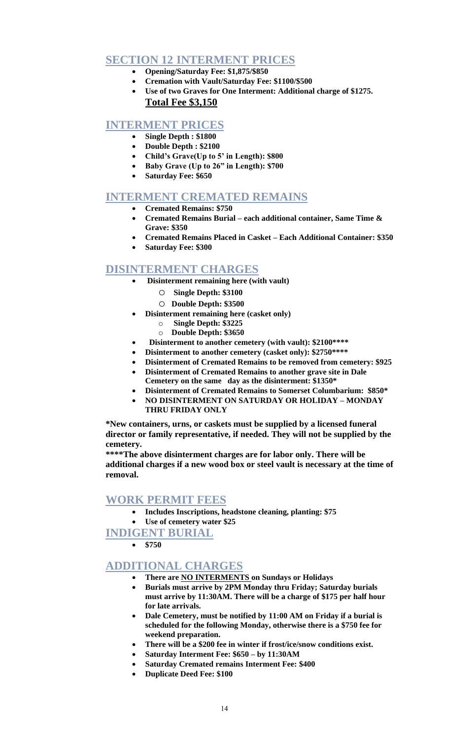## SECTION 12 INTERMENT PRICES

- **Opening/Saturday Fee: $1,875/$850**
- **Cremation with Vault/Saturday Fee: $1100/$500**
- **Use of two Graves for One Interment: Additional charge of $1275.**

  **<u>Total Fee $3,150</u>**

## INTERMENT PRICES

- **Single Depth : $1800**
- **Double Depth : $2100**
- **Child's Grave(Up to 5' in Length): $800**
- **Baby Grave (Up to 26" in Length): $700**
- **Saturday Fee: $650**

## INTERMENT CREMATED REMAINS

- **Cremated Remains: $750**
- **Cremated Remains Burial – each additional container, Same Time & Grave: $350**
- **Cremated Remains Placed in Casket – Each Additional Container: $350**
- **Saturday Fee: $300**

## DISINTERMENT CHARGES

- **Disinterment remaining here (with vault)**
  - **Single Depth: $3100**
  - **Double Depth: $3500**
- **Disinterment remaining here (casket only)**
  - **Single Depth: $3225**
  - **Double Depth: $3650**
- **Disinterment to another cemetery (with vault): $2100****
- **Disinterment to another cemetery (casket only): $2750****
- **Disinterment of Cremated Remains to be removed from cemetery: $925**
- **Disinterment of Cremated Remains to another grave site in Dale Cemetery on the same day as the disinterment: $1350***
- **Disinterment of Cremated Remains to Somerset Columbarium: $850***
- **NO DISINTERMENT ON SATURDAY OR HOLIDAY – MONDAY THRU FRIDAY ONLY**

**\*New containers, urns, or caskets must be supplied by a licensed funeral director or family representative, if needed. They will not be supplied by the cemetery.**

**\*\*\*\*The above disinterment charges are for labor only. There will be additional charges if a new wood box or steel vault is necessary at the time of removal.**

## WORK PERMIT FEES

- **Includes Inscriptions, headstone cleaning, planting: $75**
- **Use of cemetery water $25**

## INDIGENT BURIAL

- **$750**

## ADDITIONAL CHARGES

- **There are <u>NO INTERMENTS</u> on Sundays or Holidays**
- **Burials must arrive by 2PM Monday thru Friday; Saturday burials must arrive by 11:30AM. There will be a charge of $175 per half hour for late arrivals.**
- **Dale Cemetery, must be notified by 11:00 AM on Friday if a burial is scheduled for the following Monday, otherwise there is a $750 fee for weekend preparation.**
- **There will be a $200 fee in winter if frost/ice/snow conditions exist.**
- **Saturday Interment Fee: $650 – by 11:30AM**
- **Saturday Cremated remains Interment Fee: $400**
- **Duplicate Deed Fee: $100**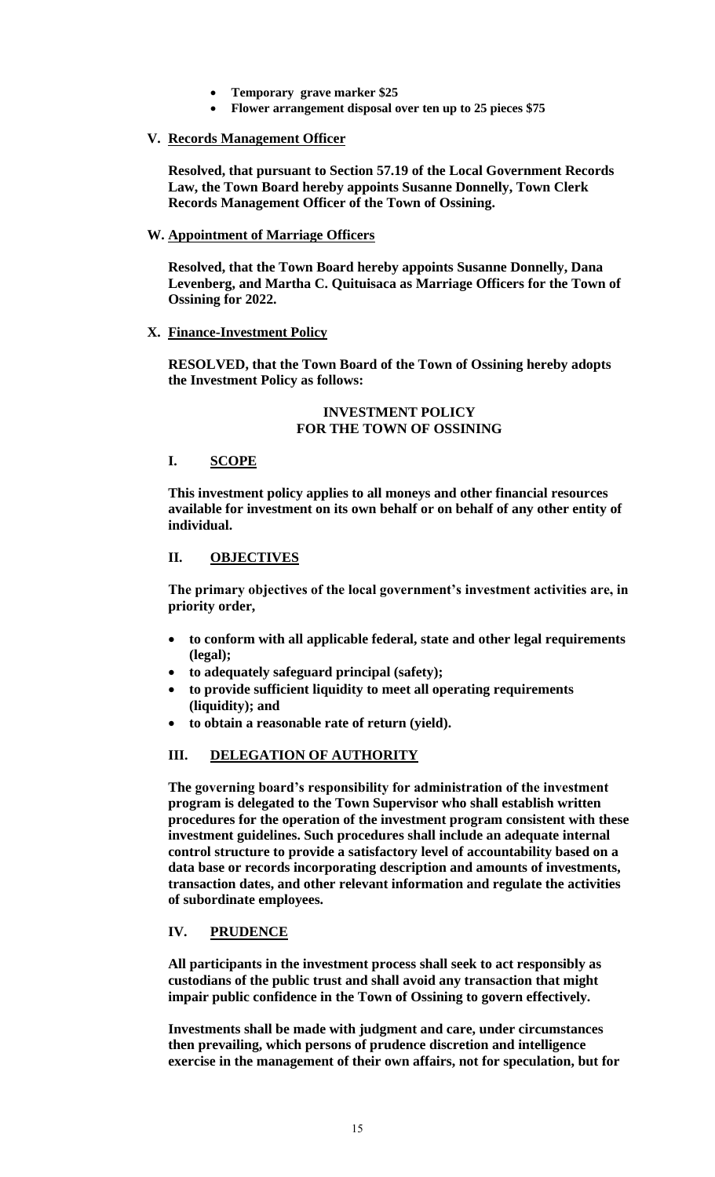- **Temporary grave marker $25**
- **Flower arrangement disposal over ten up to 25 pieces $75**

**V. Records Management Officer**

**Resolved, that pursuant to Section 57.19 of the Local Government Records Law, the Town Board hereby appoints Susanne Donnelly, Town Clerk Records Management Officer of the Town of Ossining.**

**W. Appointment of Marriage Officers**

**Resolved, that the Town Board hereby appoints Susanne Donnelly, Dana Levenberg, and Martha C. Quituisaca as Marriage Officers for the Town of Ossining for 2022.**

**X. Finance-Investment Policy**

**RESOLVED, that the Town Board of the Town of Ossining hereby adopts the Investment Policy as follows:**

**INVESTMENT POLICY**
**FOR THE TOWN OF OSSINING**

## I. SCOPE

**This investment policy applies to all moneys and other financial resources available for investment on its own behalf or on behalf of any other entity of individual.**

## II. OBJECTIVES

**The primary objectives of the local government's investment activities are, in priority order,**

- **to conform with all applicable federal, state and other legal requirements (legal);**
- **to adequately safeguard principal (safety);**
- **to provide sufficient liquidity to meet all operating requirements (liquidity); and**
- **to obtain a reasonable rate of return (yield).**

## III. DELEGATION OF AUTHORITY

**The governing board's responsibility for administration of the investment program is delegated to the Town Supervisor who shall establish written procedures for the operation of the investment program consistent with these investment guidelines. Such procedures shall include an adequate internal control structure to provide a satisfactory level of accountability based on a data base or records incorporating description and amounts of investments, transaction dates, and other relevant information and regulate the activities of subordinate employees.**

## IV. PRUDENCE

**All participants in the investment process shall seek to act responsibly as custodians of the public trust and shall avoid any transaction that might impair public confidence in the Town of Ossining to govern effectively.**

**Investments shall be made with judgment and care, under circumstances then prevailing, which persons of prudence discretion and intelligence exercise in the management of their own affairs, not for speculation, but for**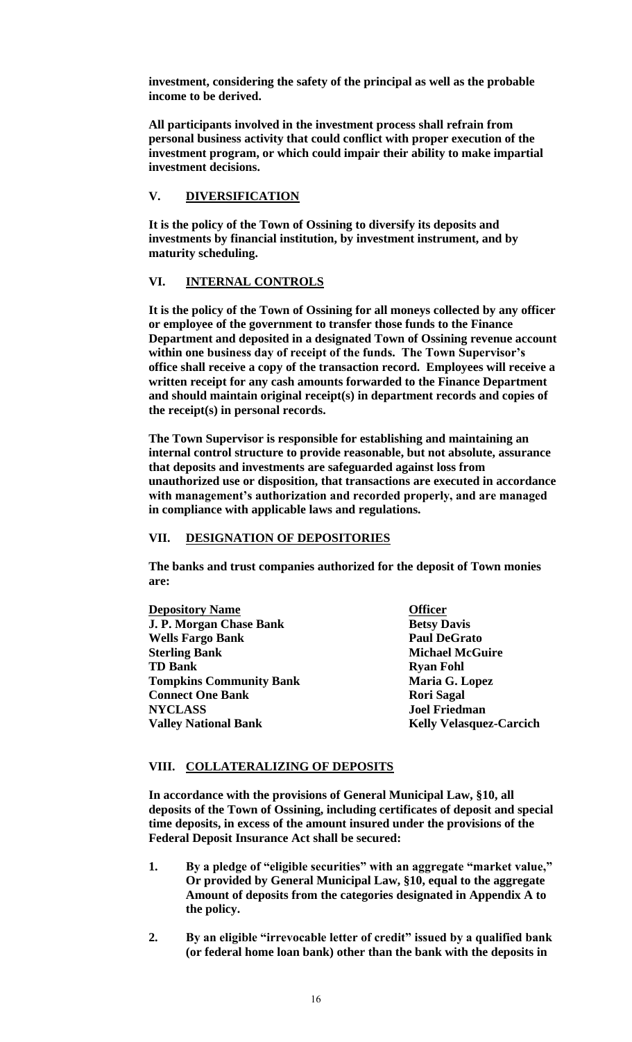**investment, considering the safety of the principal as well as the probable income to be derived.**

**All participants involved in the investment process shall refrain from personal business activity that could conflict with proper execution of the investment program, or which could impair their ability to make impartial investment decisions.**

## **V. DIVERSIFICATION**

**It is the policy of the Town of Ossining to diversify its deposits and investments by financial institution, by investment instrument, and by maturity scheduling.**

## **VI. INTERNAL CONTROLS**

**It is the policy of the Town of Ossining for all moneys collected by any officer or employee of the government to transfer those funds to the Finance Department and deposited in a designated Town of Ossining revenue account within one business day of receipt of the funds. The Town Supervisor's office shall receive a copy of the transaction record. Employees will receive a written receipt for any cash amounts forwarded to the Finance Department and should maintain original receipt(s) in department records and copies of the receipt(s) in personal records.**

**The Town Supervisor is responsible for establishing and maintaining an internal control structure to provide reasonable, but not absolute, assurance that deposits and investments are safeguarded against loss from unauthorized use or disposition, that transactions are executed in accordance with management's authorization and recorded properly, and are managed in compliance with applicable laws and regulations.**

## **VII. DESIGNATION OF DEPOSITORIES**

**The banks and trust companies authorized for the deposit of Town monies are:**

| Depository Name | Officer |
|---|---|
| **J. P. Morgan Chase Bank** | **Betsy Davis** |
| **Wells Fargo Bank** | **Paul DeGrato** |
| **Sterling Bank** | **Michael McGuire** |
| **TD Bank** | **Ryan Fohl** |
| **Tompkins Community Bank** | **Maria G. Lopez** |
| **Connect One Bank** | **Rori Sagal** |
| **NYCLASS** | **Joel Friedman** |
| **Valley National Bank** | **Kelly Velasquez-Carcich** |

## **VIII. COLLATERALIZING OF DEPOSITS**

**In accordance with the provisions of General Municipal Law, §10, all deposits of the Town of Ossining, including certificates of deposit and special time deposits, in excess of the amount insured under the provisions of the Federal Deposit Insurance Act shall be secured:**

1. **By a pledge of "eligible securities" with an aggregate "market value," Or provided by General Municipal Law, §10, equal to the aggregate Amount of deposits from the categories designated in Appendix A to the policy.**

2. **By an eligible "irrevocable letter of credit" issued by a qualified bank (or federal home loan bank) other than the bank with the deposits in**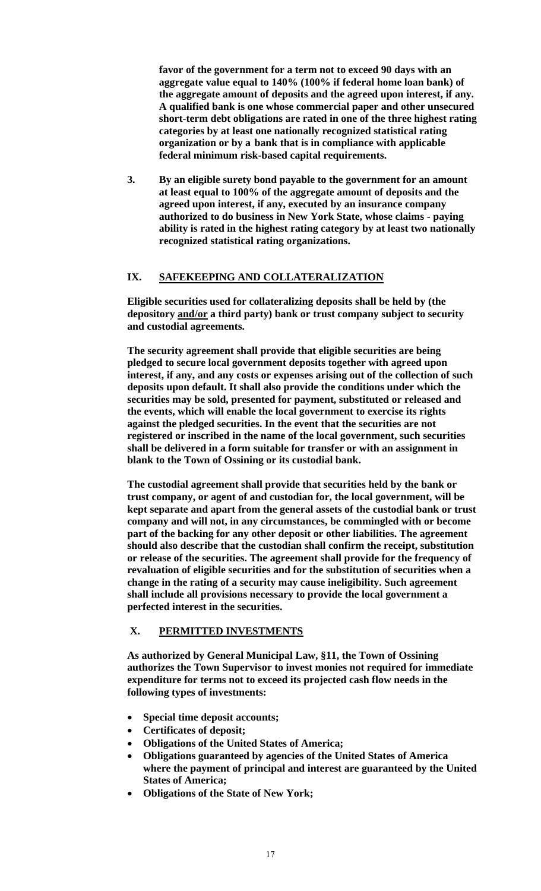**favor of the government for a term not to exceed 90 days with an aggregate value equal to 140% (100% if federal home loan bank) of the aggregate amount of deposits and the agreed upon interest, if any. A qualified bank is one whose commercial paper and other unsecured short-term debt obligations are rated in one of the three highest rating categories by at least one nationally recognized statistical rating organization or by a bank that is in compliance with applicable federal minimum risk-based capital requirements.**

**3. By an eligible surety bond payable to the government for an amount at least equal to 100% of the aggregate amount of deposits and the agreed upon interest, if any, executed by an insurance company authorized to do business in New York State, whose claims - paying ability is rated in the highest rating category by at least two nationally recognized statistical rating organizations.**

## IX. SAFEKEEPING AND COLLATERALIZATION

**Eligible securities used for collateralizing deposits shall be held by (the depository and/or a third party) bank or trust company subject to security and custodial agreements.**

**The security agreement shall provide that eligible securities are being pledged to secure local government deposits together with agreed upon interest, if any, and any costs or expenses arising out of the collection of such deposits upon default. It shall also provide the conditions under which the securities may be sold, presented for payment, substituted or released and the events, which will enable the local government to exercise its rights against the pledged securities. In the event that the securities are not registered or inscribed in the name of the local government, such securities shall be delivered in a form suitable for transfer or with an assignment in blank to the Town of Ossining or its custodial bank.**

**The custodial agreement shall provide that securities held by the bank or trust company, or agent of and custodian for, the local government, will be kept separate and apart from the general assets of the custodial bank or trust company and will not, in any circumstances, be commingled with or become part of the backing for any other deposit or other liabilities. The agreement should also describe that the custodian shall confirm the receipt, substitution or release of the securities. The agreement shall provide for the frequency of revaluation of eligible securities and for the substitution of securities when a change in the rating of a security may cause ineligibility. Such agreement shall include all provisions necessary to provide the local government a perfected interest in the securities.**

## X. PERMITTED INVESTMENTS

**As authorized by General Municipal Law, §11, the Town of Ossining authorizes the Town Supervisor to invest monies not required for immediate expenditure for terms not to exceed its projected cash flow needs in the following types of investments:**

- **Special time deposit accounts;**
- **Certificates of deposit;**
- **Obligations of the United States of America;**
- **Obligations guaranteed by agencies of the United States of America where the payment of principal and interest are guaranteed by the United States of America;**
- **Obligations of the State of New York;**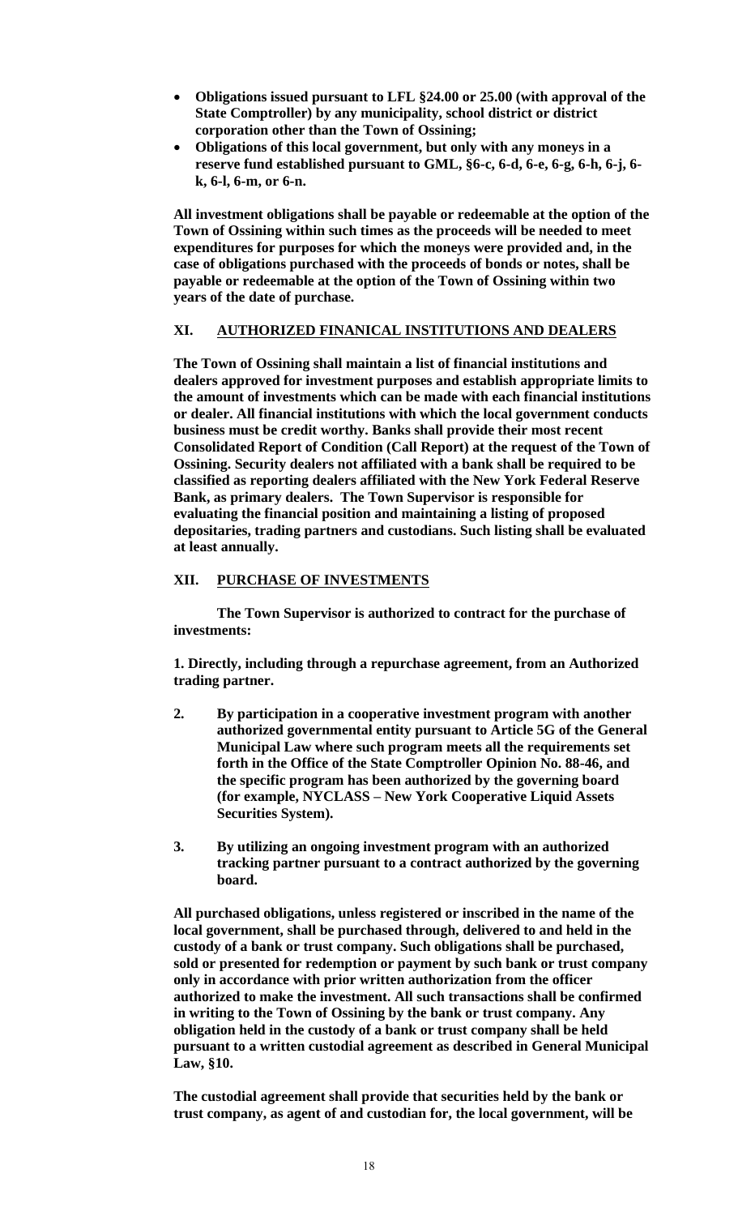- **Obligations issued pursuant to LFL §24.00 or 25.00 (with approval of the State Comptroller) by any municipality, school district or district corporation other than the Town of Ossining;**
- **Obligations of this local government, but only with any moneys in a reserve fund established pursuant to GML, §6-c, 6-d, 6-e, 6-g, 6-h, 6-j, 6-k, 6-l, 6-m, or 6-n.**

**All investment obligations shall be payable or redeemable at the option of the Town of Ossining within such times as the proceeds will be needed to meet expenditures for purposes for which the moneys were provided and, in the case of obligations purchased with the proceeds of bonds or notes, shall be payable or redeemable at the option of the Town of Ossining within two years of the date of purchase.**

## XI. AUTHORIZED FINANICAL INSTITUTIONS AND DEALERS

**The Town of Ossining shall maintain a list of financial institutions and dealers approved for investment purposes and establish appropriate limits to the amount of investments which can be made with each financial institutions or dealer. All financial institutions with which the local government conducts business must be credit worthy. Banks shall provide their most recent Consolidated Report of Condition (Call Report) at the request of the Town of Ossining. Security dealers not affiliated with a bank shall be required to be classified as reporting dealers affiliated with the New York Federal Reserve Bank, as primary dealers. The Town Supervisor is responsible for evaluating the financial position and maintaining a listing of proposed depositaries, trading partners and custodians. Such listing shall be evaluated at least annually.**

## XII. PURCHASE OF INVESTMENTS

**The Town Supervisor is authorized to contract for the purchase of investments:**

1. **Directly, including through a repurchase agreement, from an Authorized trading partner.**
2. **By participation in a cooperative investment program with another authorized governmental entity pursuant to Article 5G of the General Municipal Law where such program meets all the requirements set forth in the Office of the State Comptroller Opinion No. 88-46, and the specific program has been authorized by the governing board (for example, NYCLASS – New York Cooperative Liquid Assets Securities System).**
3. **By utilizing an ongoing investment program with an authorized tracking partner pursuant to a contract authorized by the governing board.**

**All purchased obligations, unless registered or inscribed in the name of the local government, shall be purchased through, delivered to and held in the custody of a bank or trust company. Such obligations shall be purchased, sold or presented for redemption or payment by such bank or trust company only in accordance with prior written authorization from the officer authorized to make the investment. All such transactions shall be confirmed in writing to the Town of Ossining by the bank or trust company. Any obligation held in the custody of a bank or trust company shall be held pursuant to a written custodial agreement as described in General Municipal Law, §10.**

**The custodial agreement shall provide that securities held by the bank or trust company, as agent of and custodian for, the local government, will be**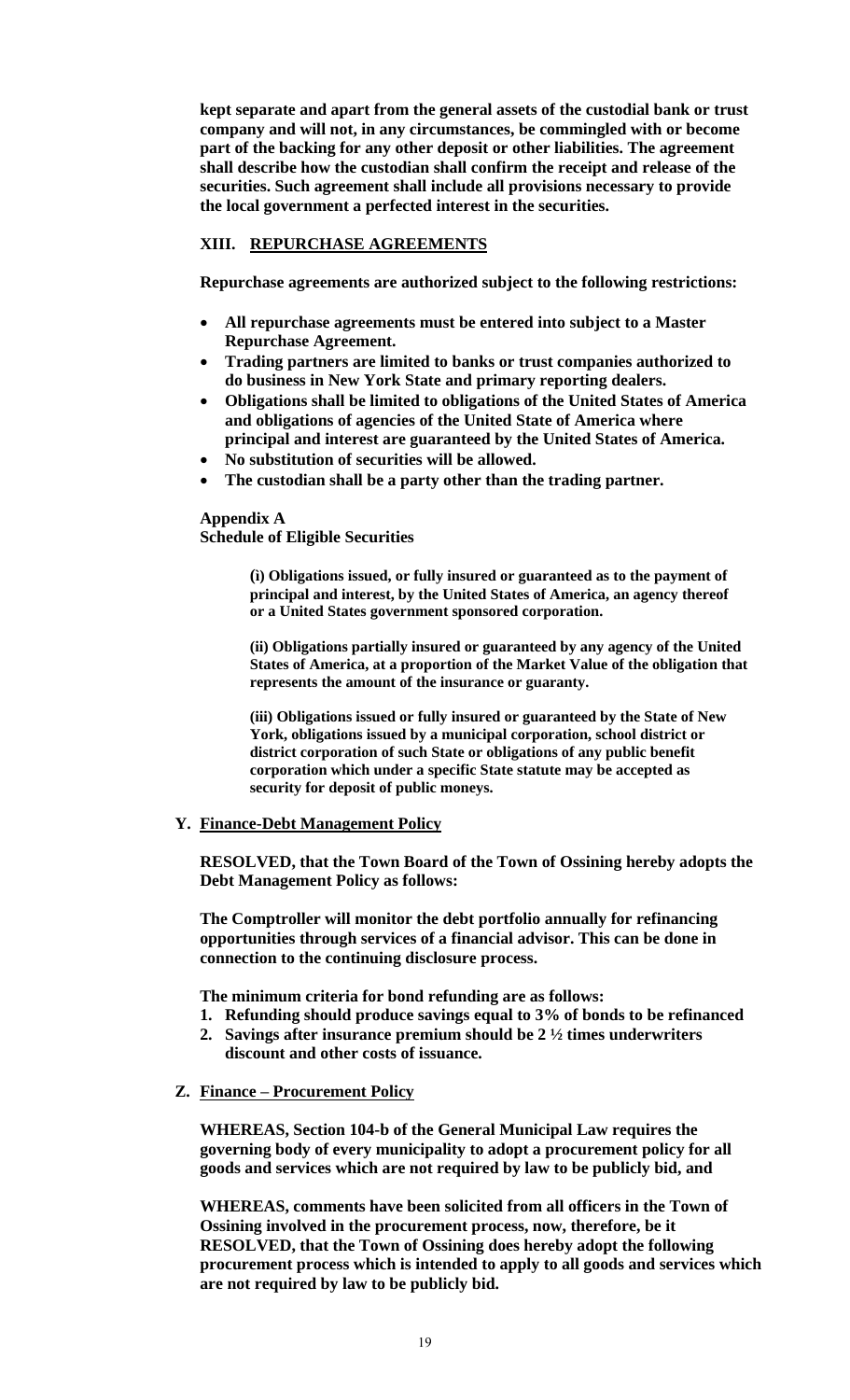**kept separate and apart from the general assets of the custodial bank or trust company and will not, in any circumstances, be commingled with or become part of the backing for any other deposit or other liabilities. The agreement shall describe how the custodian shall confirm the receipt and release of the securities. Such agreement shall include all provisions necessary to provide the local government a perfected interest in the securities.**

**XIII. REPURCHASE AGREEMENTS**

**Repurchase agreements are authorized subject to the following restrictions:**

- **All repurchase agreements must be entered into subject to a Master Repurchase Agreement.**
- **Trading partners are limited to banks or trust companies authorized to do business in New York State and primary reporting dealers.**
- **Obligations shall be limited to obligations of the United States of America and obligations of agencies of the United State of America where principal and interest are guaranteed by the United States of America.**
- **No substitution of securities will be allowed.**
- **The custodian shall be a party other than the trading partner.**

**Appendix A**
**Schedule of Eligible Securities**

**(i) Obligations issued, or fully insured or guaranteed as to the payment of principal and interest, by the United States of America, an agency thereof or a United States government sponsored corporation.**

**(ii) Obligations partially insured or guaranteed by any agency of the United States of America, at a proportion of the Market Value of the obligation that represents the amount of the insurance or guaranty.**

**(iii) Obligations issued or fully insured or guaranteed by the State of New York, obligations issued by a municipal corporation, school district or district corporation of such State or obligations of any public benefit corporation which under a specific State statute may be accepted as security for deposit of public moneys.**

**Y. Finance-Debt Management Policy**

**RESOLVED, that the Town Board of the Town of Ossining hereby adopts the Debt Management Policy as follows:**

**The Comptroller will monitor the debt portfolio annually for refinancing opportunities through services of a financial advisor. This can be done in connection to the continuing disclosure process.**

**The minimum criteria for bond refunding are as follows:**

1. **Refunding should produce savings equal to 3% of bonds to be refinanced**
2. **Savings after insurance premium should be 2 ½ times underwriters discount and other costs of issuance.**

**Z. Finance – Procurement Policy**

**WHEREAS, Section 104-b of the General Municipal Law requires the governing body of every municipality to adopt a procurement policy for all goods and services which are not required by law to be publicly bid, and**

**WHEREAS, comments have been solicited from all officers in the Town of Ossining involved in the procurement process, now, therefore, be it RESOLVED, that the Town of Ossining does hereby adopt the following procurement process which is intended to apply to all goods and services which are not required by law to be publicly bid.**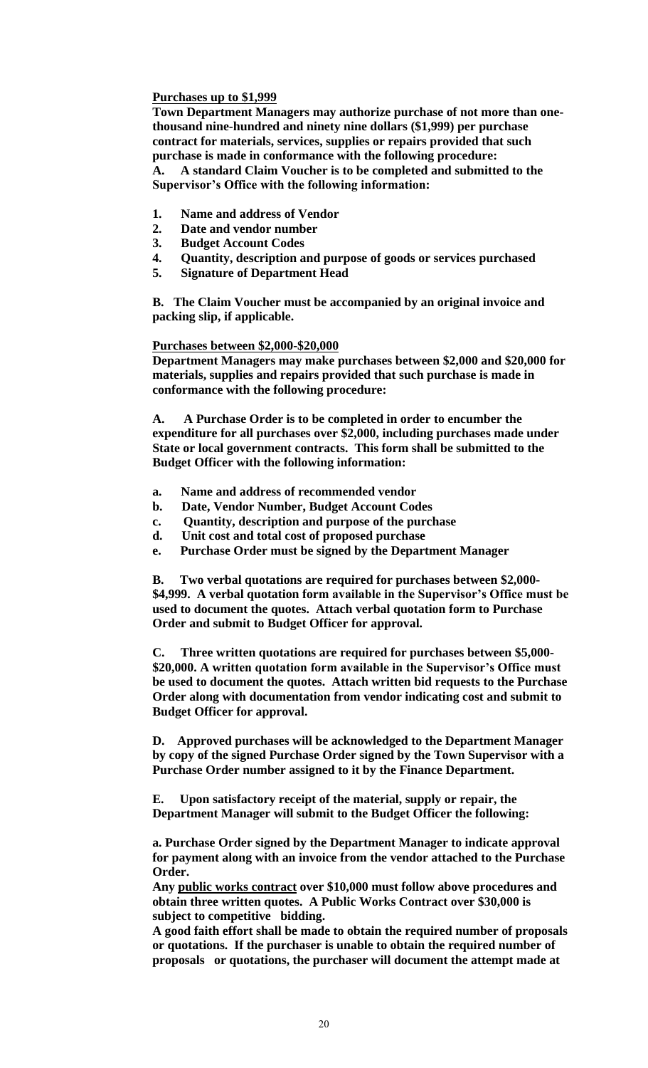**<u>Purchases up to $1,999</u>**

**Town Department Managers may authorize purchase of not more than one-thousand nine-hundred and ninety nine dollars ($1,999) per purchase contract for materials, services, supplies or repairs provided that such purchase is made in conformance with the following procedure:**

**A. A standard Claim Voucher is to be completed and submitted to the Supervisor's Office with the following information:**

1. **Name and address of Vendor**
2. **Date and vendor number**
3. **Budget Account Codes**
4. **Quantity, description and purpose of goods or services purchased**
5. **Signature of Department Head**

**B. The Claim Voucher must be accompanied by an original invoice and packing slip, if applicable.**

**<u>Purchases between $2,000-$20,000</u>**

**Department Managers may make purchases between $2,000 and $20,000 for materials, supplies and repairs provided that such purchase is made in conformance with the following procedure:**

**A. A Purchase Order is to be completed in order to encumber the expenditure for all purchases over $2,000, including purchases made under State or local government contracts. This form shall be submitted to the Budget Officer with the following information:**

- **a. Name and address of recommended vendor**
- **b. Date, Vendor Number, Budget Account Codes**
- **c. Quantity, description and purpose of the purchase**
- **d. Unit cost and total cost of proposed purchase**
- **e. Purchase Order must be signed by the Department Manager**

**B. Two verbal quotations are required for purchases between $2,000-$4,999. A verbal quotation form available in the Supervisor's Office must be used to document the quotes. Attach verbal quotation form to Purchase Order and submit to Budget Officer for approval.**

**C. Three written quotations are required for purchases between $5,000-$20,000. A written quotation form available in the Supervisor's Office must be used to document the quotes. Attach written bid requests to the Purchase Order along with documentation from vendor indicating cost and submit to Budget Officer for approval.**

**D. Approved purchases will be acknowledged to the Department Manager by copy of the signed Purchase Order signed by the Town Supervisor with a Purchase Order number assigned to it by the Finance Department.**

**E. Upon satisfactory receipt of the material, supply or repair, the Department Manager will submit to the Budget Officer the following:**

**a. Purchase Order signed by the Department Manager to indicate approval for payment along with an invoice from the vendor attached to the Purchase Order.**

**Any <u>public works contract</u> over $10,000 must follow above procedures and obtain three written quotes. A Public Works Contract over $30,000 is subject to competitive bidding.**

**A good faith effort shall be made to obtain the required number of proposals or quotations. If the purchaser is unable to obtain the required number of proposals or quotations, the purchaser will document the attempt made at**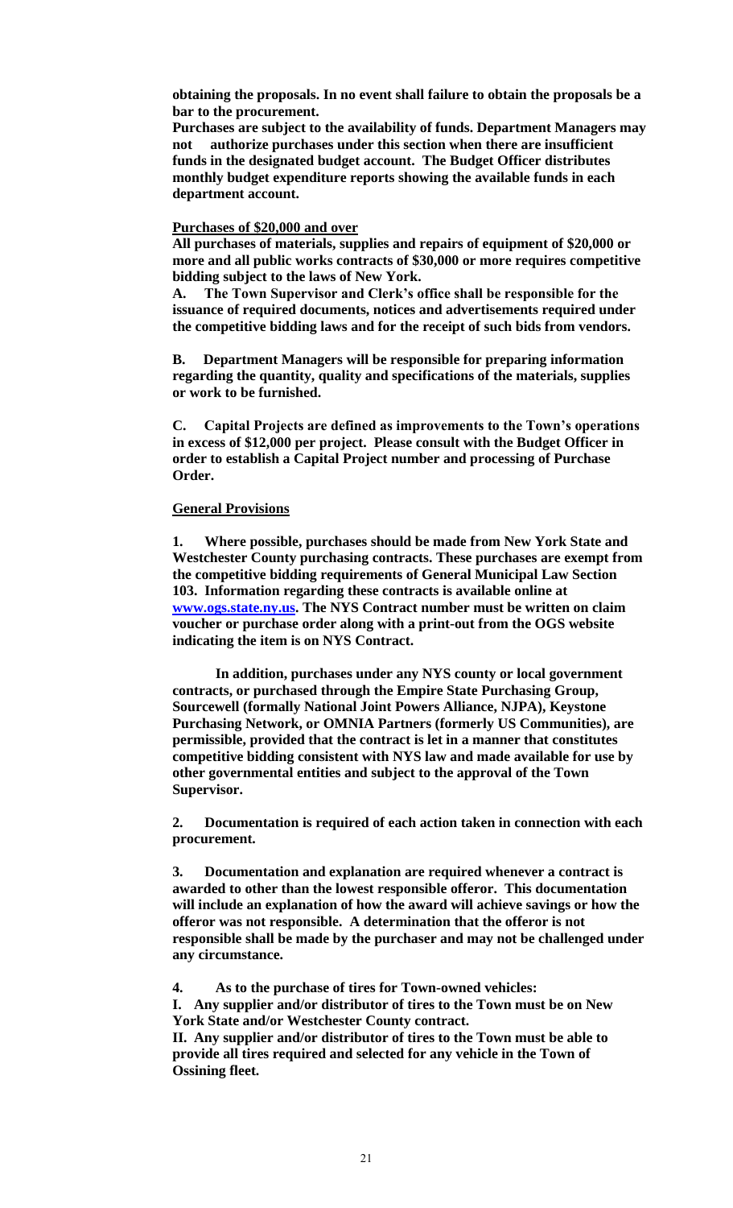**obtaining the proposals. In no event shall failure to obtain the proposals be a bar to the procurement.**

**Purchases are subject to the availability of funds. Department Managers may not authorize purchases under this section when there are insufficient funds in the designated budget account. The Budget Officer distributes monthly budget expenditure reports showing the available funds in each department account.**

**<u>Purchases of $20,000 and over</u>**

**All purchases of materials, supplies and repairs of equipment of $20,000 or more and all public works contracts of $30,000 or more requires competitive bidding subject to the laws of New York.**

**A. The Town Supervisor and Clerk's office shall be responsible for the issuance of required documents, notices and advertisements required under the competitive bidding laws and for the receipt of such bids from vendors.**

**B. Department Managers will be responsible for preparing information regarding the quantity, quality and specifications of the materials, supplies or work to be furnished.**

**C. Capital Projects are defined as improvements to the Town's operations in excess of $12,000 per project. Please consult with the Budget Officer in order to establish a Capital Project number and processing of Purchase Order.**

**<u>General Provisions</u>**

**1. Where possible, purchases should be made from New York State and Westchester County purchasing contracts. These purchases are exempt from the competitive bidding requirements of General Municipal Law Section 103. Information regarding these contracts is available online at [www.ogs.state.ny.us](http://www.ogs.state.ny.us). The NYS Contract number must be written on claim voucher or purchase order along with a print-out from the OGS website indicating the item is on NYS Contract.**

**In addition, purchases under any NYS county or local government contracts, or purchased through the Empire State Purchasing Group, Sourcewell (formally National Joint Powers Alliance, NJPA), Keystone Purchasing Network, or OMNIA Partners (formerly US Communities), are permissible, provided that the contract is let in a manner that constitutes competitive bidding consistent with NYS law and made available for use by other governmental entities and subject to the approval of the Town Supervisor.**

**2. Documentation is required of each action taken in connection with each procurement.**

**3. Documentation and explanation are required whenever a contract is awarded to other than the lowest responsible offeror. This documentation will include an explanation of how the award will achieve savings or how the offeror was not responsible. A determination that the offeror is not responsible shall be made by the purchaser and may not be challenged under any circumstance.**

**4. As to the purchase of tires for Town-owned vehicles:**

**I. Any supplier and/or distributor of tires to the Town must be on New York State and/or Westchester County contract.**

**II. Any supplier and/or distributor of tires to the Town must be able to provide all tires required and selected for any vehicle in the Town of Ossining fleet.**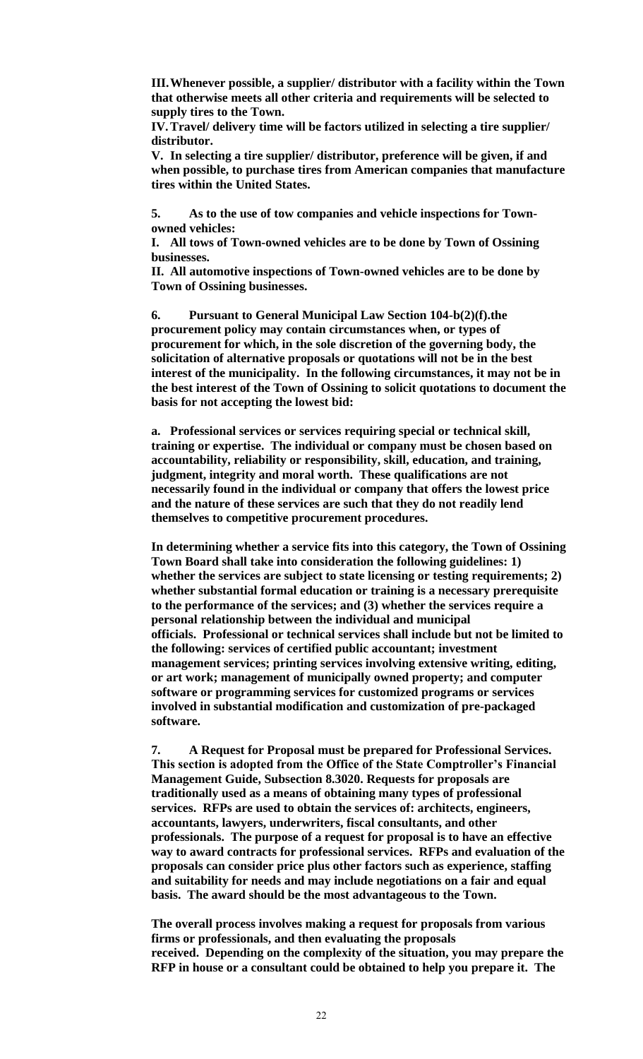**III. Whenever possible, a supplier/ distributor with a facility within the Town that otherwise meets all other criteria and requirements will be selected to supply tires to the Town.**

**IV. Travel/ delivery time will be factors utilized in selecting a tire supplier/ distributor.**

**V. In selecting a tire supplier/ distributor, preference will be given, if and when possible, to purchase tires from American companies that manufacture tires within the United States.**

**5. As to the use of tow companies and vehicle inspections for Town-owned vehicles:**

**I. All tows of Town-owned vehicles are to be done by Town of Ossining businesses.**

**II. All automotive inspections of Town-owned vehicles are to be done by Town of Ossining businesses.**

**6. Pursuant to General Municipal Law Section 104-b(2)(f).the procurement policy may contain circumstances when, or types of procurement for which, in the sole discretion of the governing body, the solicitation of alternative proposals or quotations will not be in the best interest of the municipality. In the following circumstances, it may not be in the best interest of the Town of Ossining to solicit quotations to document the basis for not accepting the lowest bid:**

**a. Professional services or services requiring special or technical skill, training or expertise. The individual or company must be chosen based on accountability, reliability or responsibility, skill, education, and training, judgment, integrity and moral worth. These qualifications are not necessarily found in the individual or company that offers the lowest price and the nature of these services are such that they do not readily lend themselves to competitive procurement procedures.**

**In determining whether a service fits into this category, the Town of Ossining Town Board shall take into consideration the following guidelines: 1) whether the services are subject to state licensing or testing requirements; 2) whether substantial formal education or training is a necessary prerequisite to the performance of the services; and (3) whether the services require a personal relationship between the individual and municipal officials. Professional or technical services shall include but not be limited to the following: services of certified public accountant; investment management services; printing services involving extensive writing, editing, or art work; management of municipally owned property; and computer software or programming services for customized programs or services involved in substantial modification and customization of pre-packaged software.**

**7. A Request for Proposal must be prepared for Professional Services. This section is adopted from the Office of the State Comptroller's Financial Management Guide, Subsection 8.3020. Requests for proposals are traditionally used as a means of obtaining many types of professional services. RFPs are used to obtain the services of: architects, engineers, accountants, lawyers, underwriters, fiscal consultants, and other professionals. The purpose of a request for proposal is to have an effective way to award contracts for professional services. RFPs and evaluation of the proposals can consider price plus other factors such as experience, staffing and suitability for needs and may include negotiations on a fair and equal basis. The award should be the most advantageous to the Town.**

**The overall process involves making a request for proposals from various firms or professionals, and then evaluating the proposals received. Depending on the complexity of the situation, you may prepare the RFP in house or a consultant could be obtained to help you prepare it. The**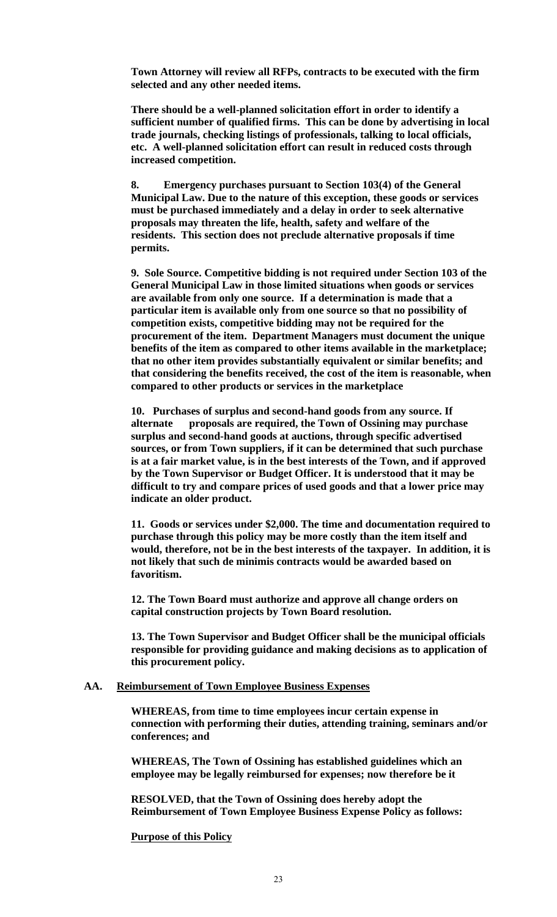**Town Attorney will review all RFPs, contracts to be executed with the firm selected and any other needed items.**

**There should be a well-planned solicitation effort in order to identify a sufficient number of qualified firms. This can be done by advertising in local trade journals, checking listings of professionals, talking to local officials, etc. A well-planned solicitation effort can result in reduced costs through increased competition.**

**8. Emergency purchases pursuant to Section 103(4) of the General Municipal Law. Due to the nature of this exception, these goods or services must be purchased immediately and a delay in order to seek alternative proposals may threaten the life, health, safety and welfare of the residents. This section does not preclude alternative proposals if time permits.**

**9. Sole Source. Competitive bidding is not required under Section 103 of the General Municipal Law in those limited situations when goods or services are available from only one source. If a determination is made that a particular item is available only from one source so that no possibility of competition exists, competitive bidding may not be required for the procurement of the item. Department Managers must document the unique benefits of the item as compared to other items available in the marketplace; that no other item provides substantially equivalent or similar benefits; and that considering the benefits received, the cost of the item is reasonable, when compared to other products or services in the marketplace**

**10. Purchases of surplus and second-hand goods from any source. If alternate proposals are required, the Town of Ossining may purchase surplus and second-hand goods at auctions, through specific advertised sources, or from Town suppliers, if it can be determined that such purchase is at a fair market value, is in the best interests of the Town, and if approved by the Town Supervisor or Budget Officer. It is understood that it may be difficult to try and compare prices of used goods and that a lower price may indicate an older product.**

**11. Goods or services under $2,000. The time and documentation required to purchase through this policy may be more costly than the item itself and would, therefore, not be in the best interests of the taxpayer. In addition, it is not likely that such de minimis contracts would be awarded based on favoritism.**

**12. The Town Board must authorize and approve all change orders on capital construction projects by Town Board resolution.**

**13. The Town Supervisor and Budget Officer shall be the municipal officials responsible for providing guidance and making decisions as to application of this procurement policy.**

**AA. <u>Reimbursement of Town Employee Business Expenses</u>**

**WHEREAS, from time to time employees incur certain expense in connection with performing their duties, attending training, seminars and/or conferences; and**

**WHEREAS, The Town of Ossining has established guidelines which an employee may be legally reimbursed for expenses; now therefore be it**

**RESOLVED, that the Town of Ossining does hereby adopt the Reimbursement of Town Employee Business Expense Policy as follows:**

**<u>Purpose of this Policy</u>**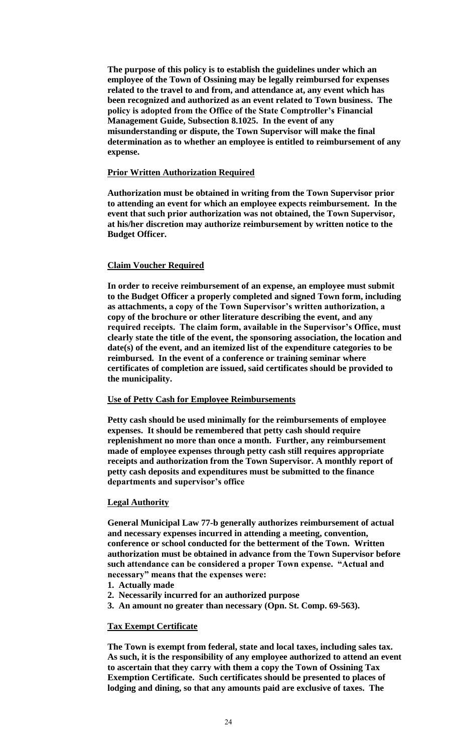**The purpose of this policy is to establish the guidelines under which an employee of the Town of Ossining may be legally reimbursed for expenses related to the travel to and from, and attendance at, any event which has been recognized and authorized as an event related to Town business. The policy is adopted from the Office of the State Comptroller's Financial Management Guide, Subsection 8.1025. In the event of any misunderstanding or dispute, the Town Supervisor will make the final determination as to whether an employee is entitled to reimbursement of any expense.**

**<u>Prior Written Authorization Required</u>**

**Authorization must be obtained in writing from the Town Supervisor prior to attending an event for which an employee expects reimbursement. In the event that such prior authorization was not obtained, the Town Supervisor, at his/her discretion may authorize reimbursement by written notice to the Budget Officer.**

**<u>Claim Voucher Required</u>**

**In order to receive reimbursement of an expense, an employee must submit to the Budget Officer a properly completed and signed Town form, including as attachments, a copy of the Town Supervisor's written authorization, a copy of the brochure or other literature describing the event, and any required receipts. The claim form, available in the Supervisor's Office, must clearly state the title of the event, the sponsoring association, the location and date(s) of the event, and an itemized list of the expenditure categories to be reimbursed. In the event of a conference or training seminar where certificates of completion are issued, said certificates should be provided to the municipality.**

**<u>Use of Petty Cash for Employee Reimbursements</u>**

**Petty cash should be used minimally for the reimbursements of employee expenses. It should be remembered that petty cash should require replenishment no more than once a month. Further, any reimbursement made of employee expenses through petty cash still requires appropriate receipts and authorization from the Town Supervisor. A monthly report of petty cash deposits and expenditures must be submitted to the finance departments and supervisor's office**

**<u>Legal Authority</u>**

**General Municipal Law 77-b generally authorizes reimbursement of actual and necessary expenses incurred in attending a meeting, convention, conference or school conducted for the betterment of the Town. Written authorization must be obtained in advance from the Town Supervisor before such attendance can be considered a proper Town expense. "Actual and necessary" means that the expenses were:**

1. **Actually made**
2. **Necessarily incurred for an authorized purpose**
3. **An amount no greater than necessary (Opn. St. Comp. 69-563).**

**<u>Tax Exempt Certificate</u>**

**The Town is exempt from federal, state and local taxes, including sales tax. As such, it is the responsibility of any employee authorized to attend an event to ascertain that they carry with them a copy the Town of Ossining Tax Exemption Certificate. Such certificates should be presented to places of lodging and dining, so that any amounts paid are exclusive of taxes. The**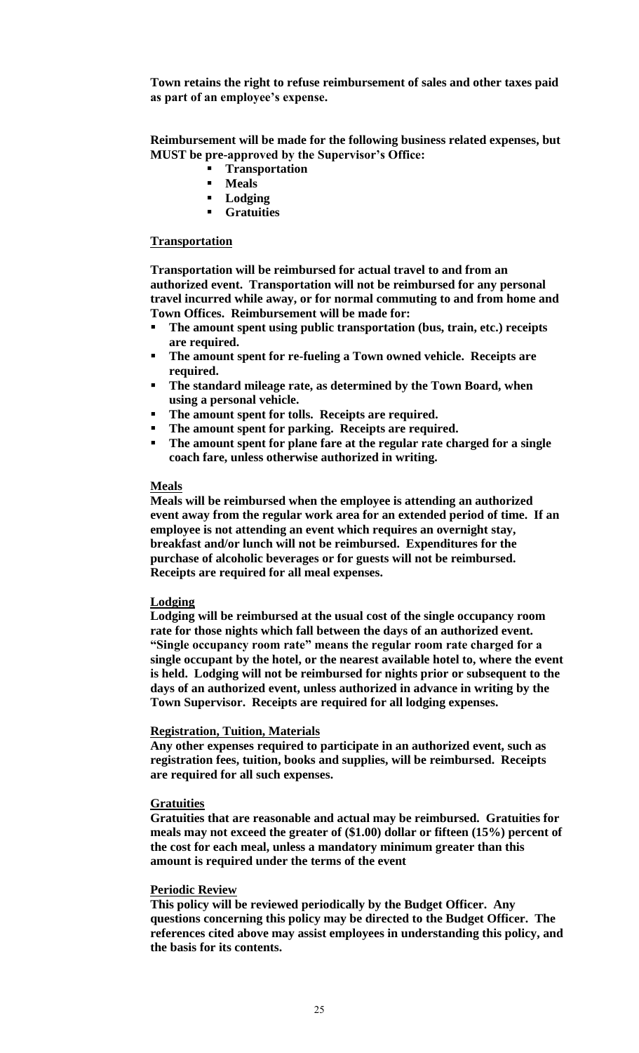**Town retains the right to refuse reimbursement of sales and other taxes paid as part of an employee's expense.**

**Reimbursement will be made for the following business related expenses, but MUST be pre-approved by the Supervisor's Office:**

- **Transportation**
- **Meals**
- **Lodging**
- **Gratuities**

**Transportation**

**Transportation will be reimbursed for actual travel to and from an authorized event. Transportation will not be reimbursed for any personal travel incurred while away, or for normal commuting to and from home and Town Offices. Reimbursement will be made for:**

- **The amount spent using public transportation (bus, train, etc.) receipts are required.**
- **The amount spent for re-fueling a Town owned vehicle. Receipts are required.**
- **The standard mileage rate, as determined by the Town Board, when using a personal vehicle.**
- **The amount spent for tolls. Receipts are required.**
- **The amount spent for parking. Receipts are required.**
- **The amount spent for plane fare at the regular rate charged for a single coach fare, unless otherwise authorized in writing.**

**Meals**

**Meals will be reimbursed when the employee is attending an authorized event away from the regular work area for an extended period of time. If an employee is not attending an event which requires an overnight stay, breakfast and/or lunch will not be reimbursed. Expenditures for the purchase of alcoholic beverages or for guests will not be reimbursed. Receipts are required for all meal expenses.**

**Lodging**

**Lodging will be reimbursed at the usual cost of the single occupancy room rate for those nights which fall between the days of an authorized event. "Single occupancy room rate" means the regular room rate charged for a single occupant by the hotel, or the nearest available hotel to, where the event is held. Lodging will not be reimbursed for nights prior or subsequent to the days of an authorized event, unless authorized in advance in writing by the Town Supervisor. Receipts are required for all lodging expenses.**

**Registration, Tuition, Materials**

**Any other expenses required to participate in an authorized event, such as registration fees, tuition, books and supplies, will be reimbursed. Receipts are required for all such expenses.**

**Gratuities**

**Gratuities that are reasonable and actual may be reimbursed. Gratuities for meals may not exceed the greater of ($1.00) dollar or fifteen (15%) percent of the cost for each meal, unless a mandatory minimum greater than this amount is required under the terms of the event**

**Periodic Review**

**This policy will be reviewed periodically by the Budget Officer. Any questions concerning this policy may be directed to the Budget Officer. The references cited above may assist employees in understanding this policy, and the basis for its contents.**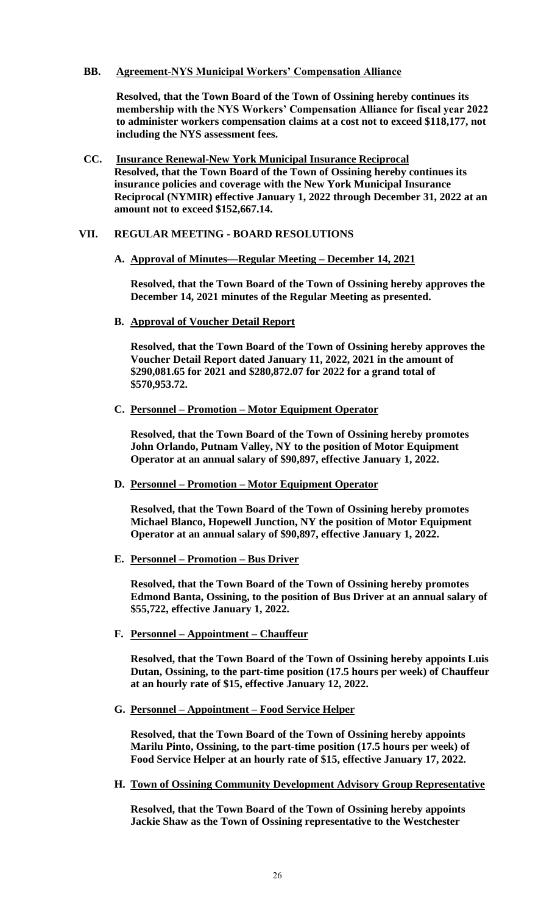**BB. Agreement-NYS Municipal Workers' Compensation Alliance**

**Resolved, that the Town Board of the Town of Ossining hereby continues its membership with the NYS Workers' Compensation Alliance for fiscal year 2022 to administer workers compensation claims at a cost not to exceed $118,177, not including the NYS assessment fees.**

**CC. Insurance Renewal-New York Municipal Insurance Reciprocal**
**Resolved, that the Town Board of the Town of Ossining hereby continues its insurance policies and coverage with the New York Municipal Insurance Reciprocal (NYMIR) effective January 1, 2022 through December 31, 2022 at an amount not to exceed $152,667.14.**

## VII. REGULAR MEETING - BOARD RESOLUTIONS

**A. Approval of Minutes—Regular Meeting – December 14, 2021**

**Resolved, that the Town Board of the Town of Ossining hereby approves the December 14, 2021 minutes of the Regular Meeting as presented.**

**B. Approval of Voucher Detail Report**

**Resolved, that the Town Board of the Town of Ossining hereby approves the Voucher Detail Report dated January 11, 2022, 2021 in the amount of $290,081.65 for 2021 and $280,872.07 for 2022 for a grand total of $570,953.72.**

**C. Personnel – Promotion – Motor Equipment Operator**

**Resolved, that the Town Board of the Town of Ossining hereby promotes John Orlando, Putnam Valley, NY to the position of Motor Equipment Operator at an annual salary of $90,897, effective January 1, 2022.**

**D. Personnel – Promotion – Motor Equipment Operator**

**Resolved, that the Town Board of the Town of Ossining hereby promotes Michael Blanco, Hopewell Junction, NY the position of Motor Equipment Operator at an annual salary of $90,897, effective January 1, 2022.**

**E. Personnel – Promotion – Bus Driver**

**Resolved, that the Town Board of the Town of Ossining hereby promotes Edmond Banta, Ossining, to the position of Bus Driver at an annual salary of $55,722, effective January 1, 2022.**

**F. Personnel – Appointment – Chauffeur**

**Resolved, that the Town Board of the Town of Ossining hereby appoints Luis Dutan, Ossining, to the part-time position (17.5 hours per week) of Chauffeur at an hourly rate of $15, effective January 12, 2022.**

**G. Personnel – Appointment – Food Service Helper**

**Resolved, that the Town Board of the Town of Ossining hereby appoints Marilu Pinto, Ossining, to the part-time position (17.5 hours per week) of Food Service Helper at an hourly rate of $15, effective January 17, 2022.**

**H. Town of Ossining Community Development Advisory Group Representative**

**Resolved, that the Town Board of the Town of Ossining hereby appoints Jackie Shaw as the Town of Ossining representative to the Westchester**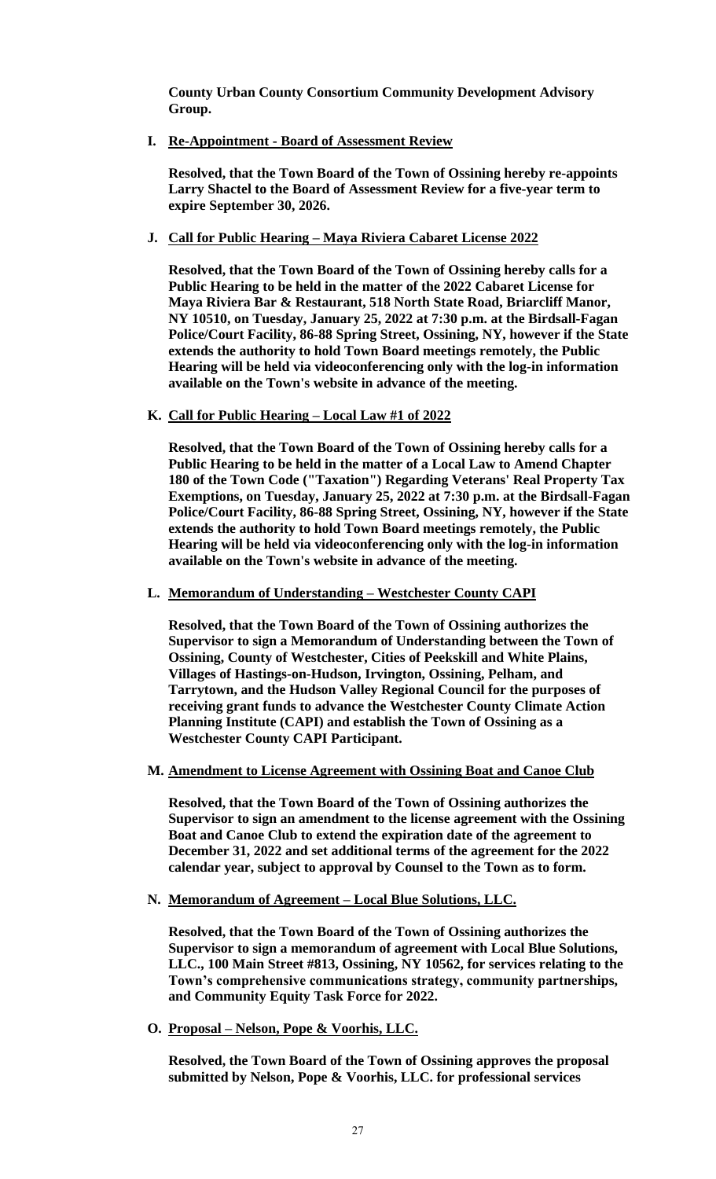**County Urban County Consortium Community Development Advisory Group.**

**I. Re-Appointment - Board of Assessment Review**

**Resolved, that the Town Board of the Town of Ossining hereby re-appoints Larry Shactel to the Board of Assessment Review for a five-year term to expire September 30, 2026.**

**J. Call for Public Hearing – Maya Riviera Cabaret License 2022**

**Resolved, that the Town Board of the Town of Ossining hereby calls for a Public Hearing to be held in the matter of the 2022 Cabaret License for Maya Riviera Bar & Restaurant, 518 North State Road, Briarcliff Manor, NY 10510, on Tuesday, January 25, 2022 at 7:30 p.m. at the Birdsall-Fagan Police/Court Facility, 86-88 Spring Street, Ossining, NY, however if the State extends the authority to hold Town Board meetings remotely, the Public Hearing will be held via videoconferencing only with the log-in information available on the Town's website in advance of the meeting.**

**K. Call for Public Hearing – Local Law #1 of 2022**

**Resolved, that the Town Board of the Town of Ossining hereby calls for a Public Hearing to be held in the matter of a Local Law to Amend Chapter 180 of the Town Code ("Taxation") Regarding Veterans' Real Property Tax Exemptions, on Tuesday, January 25, 2022 at 7:30 p.m. at the Birdsall-Fagan Police/Court Facility, 86-88 Spring Street, Ossining, NY, however if the State extends the authority to hold Town Board meetings remotely, the Public Hearing will be held via videoconferencing only with the log-in information available on the Town's website in advance of the meeting.**

**L. Memorandum of Understanding – Westchester County CAPI**

**Resolved, that the Town Board of the Town of Ossining authorizes the Supervisor to sign a Memorandum of Understanding between the Town of Ossining, County of Westchester, Cities of Peekskill and White Plains, Villages of Hastings-on-Hudson, Irvington, Ossining, Pelham, and Tarrytown, and the Hudson Valley Regional Council for the purposes of receiving grant funds to advance the Westchester County Climate Action Planning Institute (CAPI) and establish the Town of Ossining as a Westchester County CAPI Participant.**

**M. Amendment to License Agreement with Ossining Boat and Canoe Club**

**Resolved, that the Town Board of the Town of Ossining authorizes the Supervisor to sign an amendment to the license agreement with the Ossining Boat and Canoe Club to extend the expiration date of the agreement to December 31, 2022 and set additional terms of the agreement for the 2022 calendar year, subject to approval by Counsel to the Town as to form.**

**N. Memorandum of Agreement – Local Blue Solutions, LLC.**

**Resolved, that the Town Board of the Town of Ossining authorizes the Supervisor to sign a memorandum of agreement with Local Blue Solutions, LLC., 100 Main Street #813, Ossining, NY 10562, for services relating to the Town's comprehensive communications strategy, community partnerships, and Community Equity Task Force for 2022.**

**O. Proposal – Nelson, Pope & Voorhis, LLC.**

**Resolved, the Town Board of the Town of Ossining approves the proposal submitted by Nelson, Pope & Voorhis, LLC. for professional services**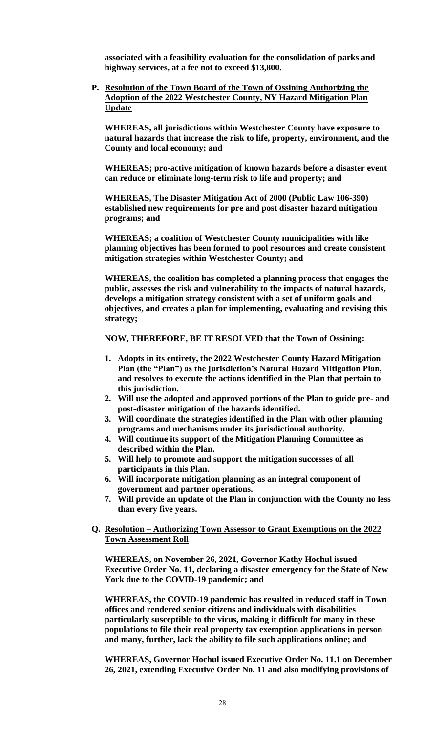**associated with a feasibility evaluation for the consolidation of parks and highway services, at a fee not to exceed $13,800.**

**P. <u>Resolution of the Town Board of the Town of Ossining Authorizing the Adoption of the 2022 Westchester County, NY Hazard Mitigation Plan Update</u>**

**WHEREAS, all jurisdictions within Westchester County have exposure to natural hazards that increase the risk to life, property, environment, and the County and local economy; and**

**WHEREAS; pro-active mitigation of known hazards before a disaster event can reduce or eliminate long-term risk to life and property; and**

**WHEREAS, The Disaster Mitigation Act of 2000 (Public Law 106-390) established new requirements for pre and post disaster hazard mitigation programs; and**

**WHEREAS; a coalition of Westchester County municipalities with like planning objectives has been formed to pool resources and create consistent mitigation strategies within Westchester County; and**

**WHEREAS, the coalition has completed a planning process that engages the public, assesses the risk and vulnerability to the impacts of natural hazards, develops a mitigation strategy consistent with a set of uniform goals and objectives, and creates a plan for implementing, evaluating and revising this strategy;**

**NOW, THEREFORE, BE IT RESOLVED that the Town of Ossining:**

1. **Adopts in its entirety, the 2022 Westchester County Hazard Mitigation Plan (the "Plan") as the jurisdiction's Natural Hazard Mitigation Plan, and resolves to execute the actions identified in the Plan that pertain to this jurisdiction.**
2. **Will use the adopted and approved portions of the Plan to guide pre- and post-disaster mitigation of the hazards identified.**
3. **Will coordinate the strategies identified in the Plan with other planning programs and mechanisms under its jurisdictional authority.**
4. **Will continue its support of the Mitigation Planning Committee as described within the Plan.**
5. **Will help to promote and support the mitigation successes of all participants in this Plan.**
6. **Will incorporate mitigation planning as an integral component of government and partner operations.**
7. **Will provide an update of the Plan in conjunction with the County no less than every five years.**

**Q. <u>Resolution – Authorizing Town Assessor to Grant Exemptions on the 2022 Town Assessment Roll</u>**

**WHEREAS, on November 26, 2021, Governor Kathy Hochul issued Executive Order No. 11, declaring a disaster emergency for the State of New York due to the COVID-19 pandemic; and**

**WHEREAS, the COVID-19 pandemic has resulted in reduced staff in Town offices and rendered senior citizens and individuals with disabilities particularly susceptible to the virus, making it difficult for many in these populations to file their real property tax exemption applications in person and many, further, lack the ability to file such applications online; and**

**WHEREAS, Governor Hochul issued Executive Order No. 11.1 on December 26, 2021, extending Executive Order No. 11 and also modifying provisions of**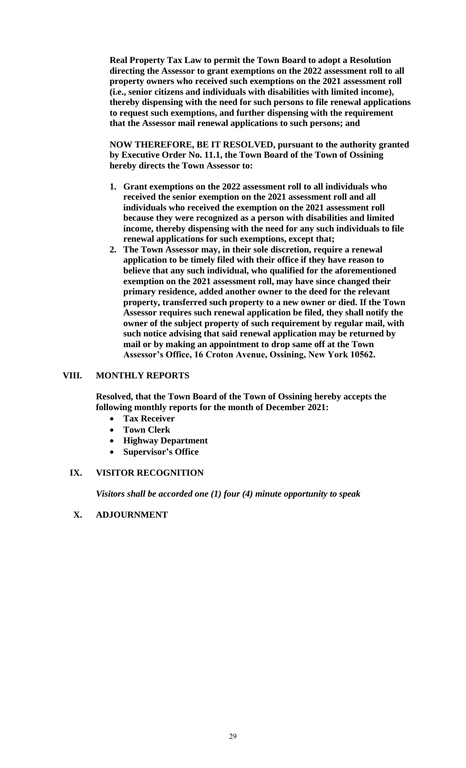**Real Property Tax Law to permit the Town Board to adopt a Resolution directing the Assessor to grant exemptions on the 2022 assessment roll to all property owners who received such exemptions on the 2021 assessment roll (i.e., senior citizens and individuals with disabilities with limited income), thereby dispensing with the need for such persons to file renewal applications to request such exemptions, and further dispensing with the requirement that the Assessor mail renewal applications to such persons; and**

**NOW THEREFORE, BE IT RESOLVED, pursuant to the authority granted by Executive Order No. 11.1, the Town Board of the Town of Ossining hereby directs the Town Assessor to:**

1. **Grant exemptions on the 2022 assessment roll to all individuals who received the senior exemption on the 2021 assessment roll and all individuals who received the exemption on the 2021 assessment roll because they were recognized as a person with disabilities and limited income, thereby dispensing with the need for any such individuals to file renewal applications for such exemptions, except that;**
2. **The Town Assessor may, in their sole discretion, require a renewal application to be timely filed with their office if they have reason to believe that any such individual, who qualified for the aforementioned exemption on the 2021 assessment roll, may have since changed their primary residence, added another owner to the deed for the relevant property, transferred such property to a new owner or died. If the Town Assessor requires such renewal application be filed, they shall notify the owner of the subject property of such requirement by regular mail, with such notice advising that said renewal application may be returned by mail or by making an appointment to drop same off at the Town Assessor's Office, 16 Croton Avenue, Ossining, New York 10562.**

## VIII. MONTHLY REPORTS

**Resolved, that the Town Board of the Town of Ossining hereby accepts the following monthly reports for the month of December 2021:**

- **Tax Receiver**
- **Town Clerk**
- **Highway Department**
- **Supervisor's Office**

## IX. VISITOR RECOGNITION

***Visitors shall be accorded one (1) four (4) minute opportunity to speak***

## X. ADJOURNMENT